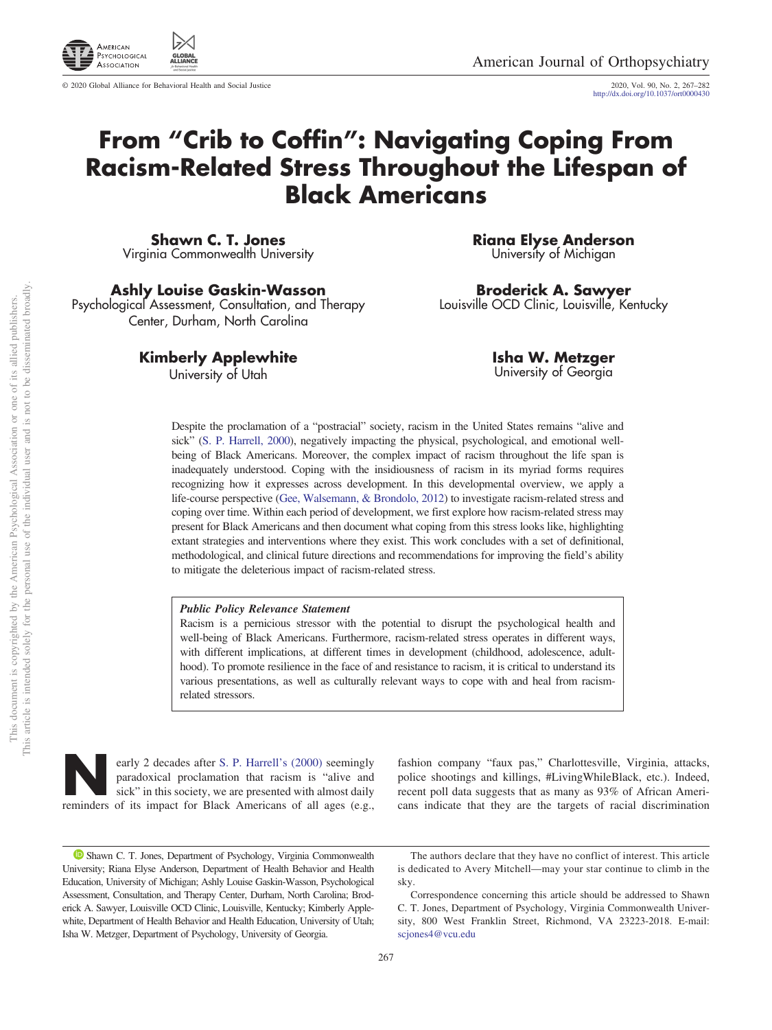# From "Crib to Coffin": Navigating Coping From Racism-Related Stress Throughout the Lifespan of Black Americans

**Shawn C. T. Jones**
Virginia Commonwealth University

**Riana Elyse Anderson**
University of Michigan

**Ashly Louise Gaskin-Wasson**
Psychological Assessment, Consultation, and Therapy Center, Durham, North Carolina

**Broderick A. Sawyer**
Louisville OCD Clinic, Louisville, Kentucky

**Kimberly Applewhite**
University of Utah

**Isha W. Metzger**
University of Georgia

Despite the proclamation of a "postracial" society, racism in the United States remains "alive and sick" (S. P. Harrell, 2000), negatively impacting the physical, psychological, and emotional well-being of Black Americans. Moreover, the complex impact of racism throughout the life span is inadequately understood. Coping with the insidiousness of racism in its myriad forms requires recognizing how it expresses across development. In this developmental overview, we apply a life-course perspective (Gee, Walsemann, & Brondolo, 2012) to investigate racism-related stress and coping over time. Within each period of development, we first explore how racism-related stress may present for Black Americans and then document what coping from this stress looks like, highlighting extant strategies and interventions where they exist. This work concludes with a set of definitional, methodological, and clinical future directions and recommendations for improving the field's ability to mitigate the deleterious impact of racism-related stress.

> ***Public Policy Relevance Statement***
> Racism is a pernicious stressor with the potential to disrupt the psychological health and well-being of Black Americans. Furthermore, racism-related stress operates in different ways, with different implications, at different times in development (childhood, adolescence, adulthood). To promote resilience in the face of and resistance to racism, it is critical to understand its various presentations, as well as culturally relevant ways to cope with and heal from racism-related stressors.

Nearly 2 decades after S. P. Harrell's (2000) seemingly paradoxical proclamation that racism is "alive and sick" in this society, we are presented with almost daily reminders of its impact for Black Americans of all ages (e.g., fashion company "faux pas," Charlottesville, Virginia, attacks, police shootings and killings, #LivingWhileBlack, etc.). Indeed, recent poll data suggests that as many as 93% of African Americans indicate that they are the targets of racial discrimination

---

Shawn C. T. Jones, Department of Psychology, Virginia Commonwealth University; Riana Elyse Anderson, Department of Health Behavior and Health Education, University of Michigan; Ashly Louise Gaskin-Wasson, Psychological Assessment, Consultation, and Therapy Center, Durham, North Carolina; Broderick A. Sawyer, Louisville OCD Clinic, Louisville, Kentucky; Kimberly Applewhite, Department of Health Behavior and Health Education, University of Utah; Isha W. Metzger, Department of Psychology, University of Georgia.

The authors declare that they have no conflict of interest. This article is dedicated to Avery Mitchell—may your star continue to climb in the sky.

Correspondence concerning this article should be addressed to Shawn C. T. Jones, Department of Psychology, Virginia Commonwealth University, 800 West Franklin Street, Richmond, VA 23223-2018. E-mail: scjones4@vcu.edu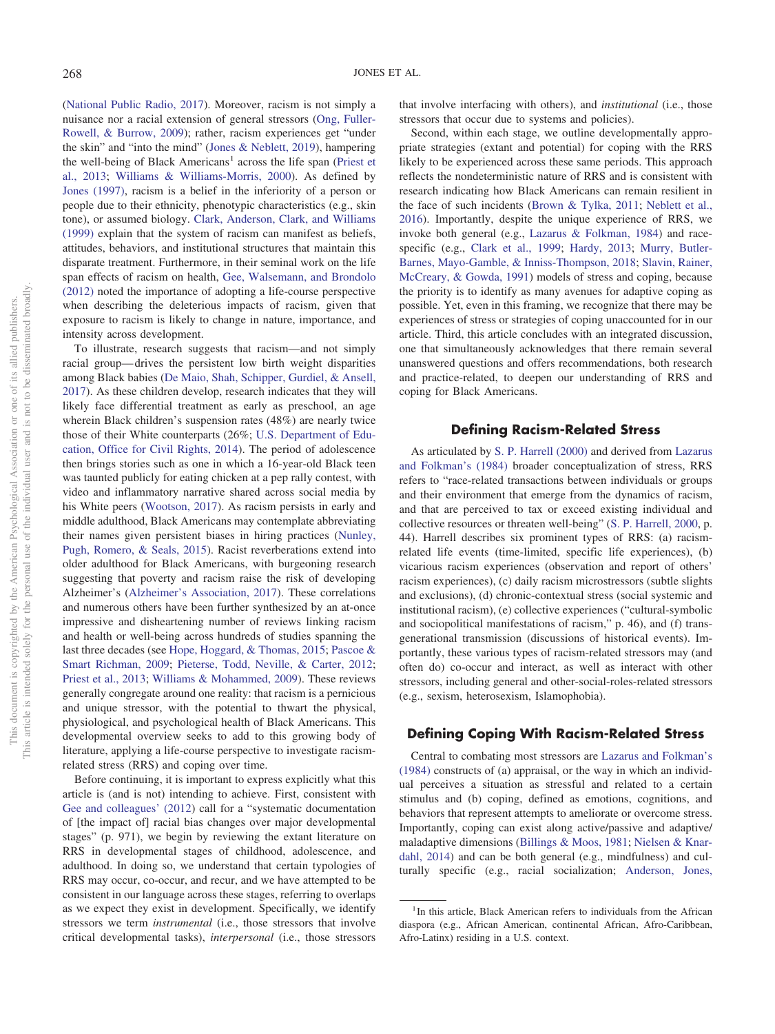(National Public Radio, 2017). Moreover, racism is not simply a nuisance nor a racial extension of general stressors (Ong, Fuller-Rowell, & Burrow, 2009); rather, racism experiences get "under the skin" and "into the mind" (Jones & Neblett, 2019), hampering the well-being of Black Americans[1] across the life span (Priest et al., 2013; Williams & Williams-Morris, 2000). As defined by Jones (1997), racism is a belief in the inferiority of a person or people due to their ethnicity, phenotypic characteristics (e.g., skin tone), or assumed biology. Clark, Anderson, Clark, and Williams (1999) explain that the system of racism can manifest as beliefs, attitudes, behaviors, and institutional structures that maintain this disparate treatment. Furthermore, in their seminal work on the life span effects of racism on health, Gee, Walsemann, and Brondolo (2012) noted the importance of adopting a life-course perspective when describing the deleterious impacts of racism, given that exposure to racism is likely to change in nature, importance, and intensity across development.

To illustrate, research suggests that racism—and not simply racial group—drives the persistent low birth weight disparities among Black babies (De Maio, Shah, Schipper, Gurdiel, & Ansell, 2017). As these children develop, research indicates that they will likely face differential treatment as early as preschool, an age wherein Black children's suspension rates (48%) are nearly twice those of their White counterparts (26%; U.S. Department of Education, Office for Civil Rights, 2014). The period of adolescence then brings stories such as one in which a 16-year-old Black teen was taunted publicly for eating chicken at a pep rally contest, with video and inflammatory narrative shared across social media by his White peers (Wootson, 2017). As racism persists in early and middle adulthood, Black Americans may contemplate abbreviating their names given persistent biases in hiring practices (Nunley, Pugh, Romero, & Seals, 2015). Racist reverberations extend into older adulthood for Black Americans, with burgeoning research suggesting that poverty and racism raise the risk of developing Alzheimer's (Alzheimer's Association, 2017). These correlations and numerous others have been further synthesized by an at-once impressive and disheartening number of reviews linking racism and health or well-being across hundreds of studies spanning the last three decades (see Hope, Hoggard, & Thomas, 2015; Pascoe & Smart Richman, 2009; Pieterse, Todd, Neville, & Carter, 2012; Priest et al., 2013; Williams & Mohammed, 2009). These reviews generally congregate around one reality: that racism is a pernicious and unique stressor, with the potential to thwart the physical, physiological, and psychological health of Black Americans. This developmental overview seeks to add to this growing body of literature, applying a life-course perspective to investigate racism-related stress (RRS) and coping over time.

Before continuing, it is important to express explicitly what this article is (and is not) intending to achieve. First, consistent with Gee and colleagues' (2012) call for a "systematic documentation of [the impact of] racial bias changes over major developmental stages" (p. 971), we begin by reviewing the extant literature on RRS in developmental stages of childhood, adolescence, and adulthood. In doing so, we understand that certain typologies of RRS may occur, co-occur, and recur, and we have attempted to be consistent in our language across these stages, referring to overlaps as we expect they exist in development. Specifically, we identify stressors we term *instrumental* (i.e., those stressors that involve critical developmental tasks), *interpersonal* (i.e., those stressors that involve interfacing with others), and *institutional* (i.e., those stressors that occur due to systems and policies).

Second, within each stage, we outline developmentally appropriate strategies (extant and potential) for coping with the RRS likely to be experienced across these same periods. This approach reflects the nondeterministic nature of RRS and is consistent with research indicating how Black Americans can remain resilient in the face of such incidents (Brown & Tylka, 2011; Neblett et al., 2016). Importantly, despite the unique experience of RRS, we invoke both general (e.g., Lazarus & Folkman, 1984) and race-specific (e.g., Clark et al., 1999; Hardy, 2013; Murry, Butler-Barnes, Mayo-Gamble, & Inniss-Thompson, 2018; Slavin, Rainer, McCreary, & Gowda, 1991) models of stress and coping, because the priority is to identify as many avenues for adaptive coping as possible. Yet, even in this framing, we recognize that there may be experiences of stress or strategies of coping unaccounted for in our article. Third, this article concludes with an integrated discussion, one that simultaneously acknowledges that there remain several unanswered questions and offers recommendations, both research and practice-related, to deepen our understanding of RRS and coping for Black Americans.

## Defining Racism-Related Stress

As articulated by S. P. Harrell (2000) and derived from Lazarus and Folkman's (1984) broader conceptualization of stress, RRS refers to "race-related transactions between individuals or groups and their environment that emerge from the dynamics of racism, and that are perceived to tax or exceed existing individual and collective resources or threaten well-being" (S. P. Harrell, 2000, p. 44). Harrell describes six prominent types of RRS: (a) racism-related life events (time-limited, specific life experiences), (b) vicarious racism experiences (observation and report of others' racism experiences), (c) daily racism microstressors (subtle slights and exclusions), (d) chronic-contextual stress (social systemic and institutional racism), (e) collective experiences ("cultural-symbolic and sociopolitical manifestations of racism," p. 46), and (f) transgenerational transmission (discussions of historical events). Importantly, these various types of racism-related stressors may (and often do) co-occur and interact, as well as interact with other stressors, including general and other-social-roles-related stressors (e.g., sexism, heterosexism, Islamophobia).

## Defining Coping With Racism-Related Stress

Central to combating most stressors are Lazarus and Folkman's (1984) constructs of (a) appraisal, or the way in which an individual perceives a situation as stressful and related to a certain stimulus and (b) coping, defined as emotions, cognitions, and behaviors that represent attempts to ameliorate or overcome stress. Importantly, coping can exist along active/passive and adaptive/maladaptive dimensions (Billings & Moos, 1981; Nielsen & Knardahl, 2014) and can be both general (e.g., mindfulness) and culturally specific (e.g., racial socialization; Anderson, Jones,

[1] In this article, Black American refers to individuals from the African diaspora (e.g., African American, continental African, Afro-Caribbean, Afro-Latinx) residing in a U.S. context.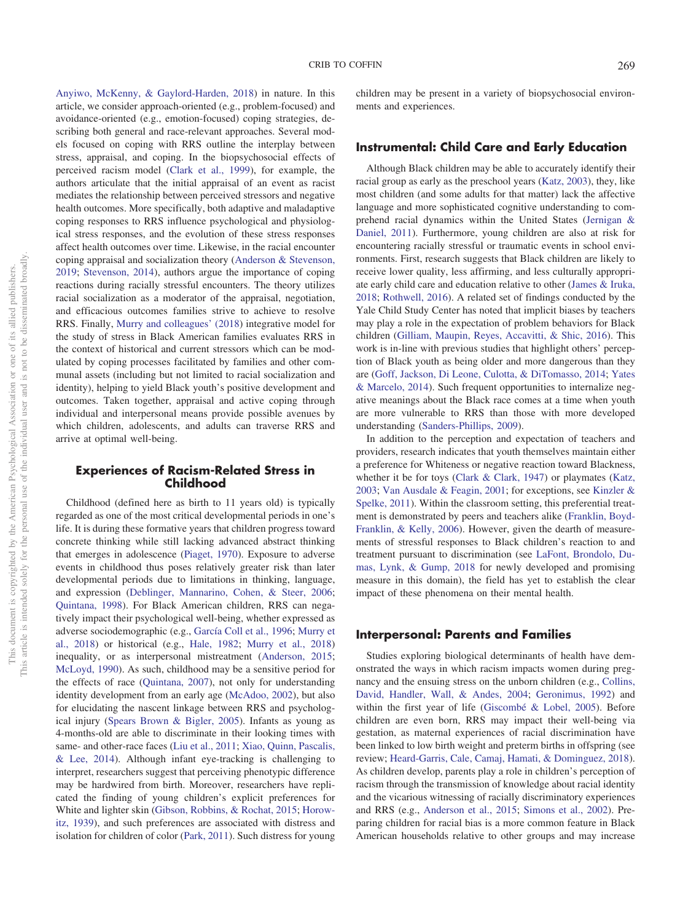Anyiwo, McKenny, & Gaylord-Harden, 2018) in nature. In this article, we consider approach-oriented (e.g., problem-focused) and avoidance-oriented (e.g., emotion-focused) coping strategies, describing both general and race-relevant approaches. Several models focused on coping with RRS outline the interplay between stress, appraisal, and coping. In the biopsychosocial effects of perceived racism model (Clark et al., 1999), for example, the authors articulate that the initial appraisal of an event as racist mediates the relationship between perceived stressors and negative health outcomes. More specifically, both adaptive and maladaptive coping responses to RRS influence psychological and physiological stress responses, and the evolution of these stress responses affect health outcomes over time. Likewise, in the racial encounter coping appraisal and socialization theory (Anderson & Stevenson, 2019; Stevenson, 2014), authors argue the importance of coping reactions during racially stressful encounters. The theory utilizes racial socialization as a moderator of the appraisal, negotiation, and efficacious outcomes families strive to achieve to resolve RRS. Finally, Murry and colleagues' (2018) integrative model for the study of stress in Black American families evaluates RRS in the context of historical and current stressors which can be modulated by coping processes facilitated by families and other communal assets (including but not limited to racial socialization and identity), helping to yield Black youth's positive development and outcomes. Taken together, appraisal and active coping through individual and interpersonal means provide possible avenues by which children, adolescents, and adults can traverse RRS and arrive at optimal well-being.

## Experiences of Racism-Related Stress in Childhood

Childhood (defined here as birth to 11 years old) is typically regarded as one of the most critical developmental periods in one's life. It is during these formative years that children progress toward concrete thinking while still lacking advanced abstract thinking that emerges in adolescence (Piaget, 1970). Exposure to adverse events in childhood thus poses relatively greater risk than later developmental periods due to limitations in thinking, language, and expression (Deblinger, Mannarino, Cohen, & Steer, 2006; Quintana, 1998). For Black American children, RRS can negatively impact their psychological well-being, whether expressed as adverse sociodemographic (e.g., García Coll et al., 1996; Murry et al., 2018) or historical (e.g., Hale, 1982; Murry et al., 2018) inequality, or as interpersonal mistreatment (Anderson, 2015; McLoyd, 1990). As such, childhood may be a sensitive period for the effects of race (Quintana, 2007), not only for understanding identity development from an early age (McAdoo, 2002), but also for elucidating the nascent linkage between RRS and psychological injury (Spears Brown & Bigler, 2005). Infants as young as 4-months-old are able to discriminate in their looking times with same- and other-race faces (Liu et al., 2011; Xiao, Quinn, Pascalis, & Lee, 2014). Although infant eye-tracking is challenging to interpret, researchers suggest that perceiving phenotypic difference may be hardwired from birth. Moreover, researchers have replicated the finding of young children's explicit preferences for White and lighter skin (Gibson, Robbins, & Rochat, 2015; Horowitz, 1939), and such preferences are associated with distress and isolation for children of color (Park, 2011). Such distress for young children may be present in a variety of biopsychosocial environments and experiences.

### Instrumental: Child Care and Early Education

Although Black children may be able to accurately identify their racial group as early as the preschool years (Katz, 2003), they, like most children (and some adults for that matter) lack the affective language and more sophisticated cognitive understanding to comprehend racial dynamics within the United States (Jernigan & Daniel, 2011). Furthermore, young children are also at risk for encountering racially stressful or traumatic events in school environments. First, research suggests that Black children are likely to receive lower quality, less affirming, and less culturally appropriate early child care and education relative to other (James & Iruka, 2018; Rothwell, 2016). A related set of findings conducted by the Yale Child Study Center has noted that implicit biases by teachers may play a role in the expectation of problem behaviors for Black children (Gilliam, Maupin, Reyes, Accavitti, & Shic, 2016). This work is in-line with previous studies that highlight others' perception of Black youth as being older and more dangerous than they are (Goff, Jackson, Di Leone, Culotta, & DiTomasso, 2014; Yates & Marcelo, 2014). Such frequent opportunities to internalize negative meanings about the Black race comes at a time when youth are more vulnerable to RRS than those with more developed understanding (Sanders-Phillips, 2009).

In addition to the perception and expectation of teachers and providers, research indicates that youth themselves maintain either a preference for Whiteness or negative reaction toward Blackness, whether it be for toys (Clark & Clark, 1947) or playmates (Katz, 2003; Van Ausdale & Feagin, 2001; for exceptions, see Kinzler & Spelke, 2011). Within the classroom setting, this preferential treatment is demonstrated by peers and teachers alike (Franklin, Boyd-Franklin, & Kelly, 2006). However, given the dearth of measurements of stressful responses to Black children's reaction to and treatment pursuant to discrimination (see LaFont, Brondolo, Dumas, Lynk, & Gump, 2018 for newly developed and promising measure in this domain), the field has yet to establish the clear impact of these phenomena on their mental health.

### Interpersonal: Parents and Families

Studies exploring biological determinants of health have demonstrated the ways in which racism impacts women during pregnancy and the ensuing stress on the unborn children (e.g., Collins, David, Handler, Wall, & Andes, 2004; Geronimus, 1992) and within the first year of life (Giscombé & Lobel, 2005). Before children are even born, RRS may impact their well-being via gestation, as maternal experiences of racial discrimination have been linked to low birth weight and preterm births in offspring (see review; Heard-Garris, Cale, Camaj, Hamati, & Dominguez, 2018). As children develop, parents play a role in children's perception of racism through the transmission of knowledge about racial identity and the vicarious witnessing of racially discriminatory experiences and RRS (e.g., Anderson et al., 2015; Simons et al., 2002). Preparing children for racial bias is a more common feature in Black American households relative to other groups and may increase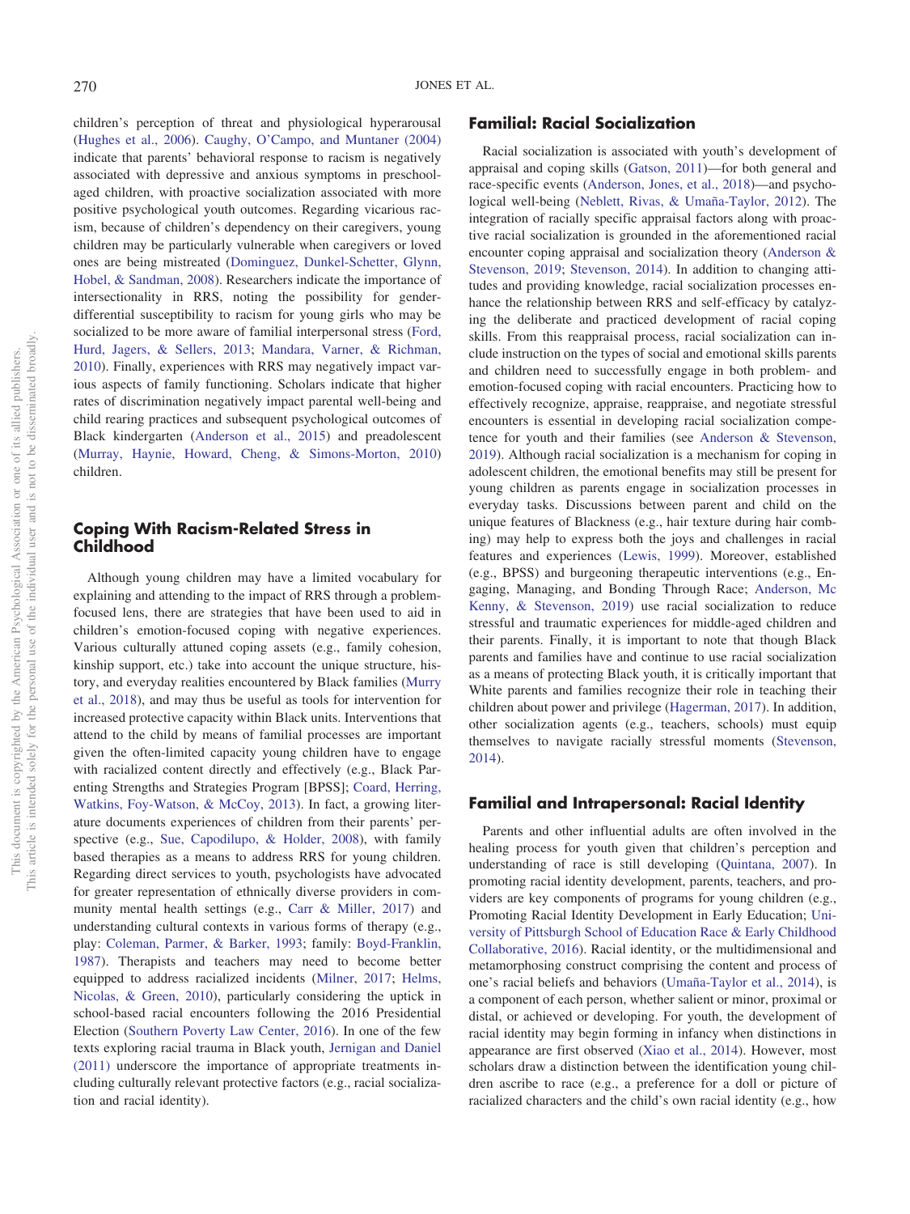children's perception of threat and physiological hyperarousal (Hughes et al., 2006). Caughy, O'Campo, and Muntaner (2004) indicate that parents' behavioral response to racism is negatively associated with depressive and anxious symptoms in preschool-aged children, with proactive socialization associated with more positive psychological youth outcomes. Regarding vicarious racism, because of children's dependency on their caregivers, young children may be particularly vulnerable when caregivers or loved ones are being mistreated (Dominguez, Dunkel-Schetter, Glynn, Hobel, & Sandman, 2008). Researchers indicate the importance of intersectionality in RRS, noting the possibility for gender-differential susceptibility to racism for young girls who may be socialized to be more aware of familial interpersonal stress (Ford, Hurd, Jagers, & Sellers, 2013; Mandara, Varner, & Richman, 2010). Finally, experiences with RRS may negatively impact various aspects of family functioning. Scholars indicate that higher rates of discrimination negatively impact parental well-being and child rearing practices and subsequent psychological outcomes of Black kindergarten (Anderson et al., 2015) and preadolescent (Murray, Haynie, Howard, Cheng, & Simons-Morton, 2010) children.

## Coping With Racism-Related Stress in Childhood

Although young children may have a limited vocabulary for explaining and attending to the impact of RRS through a problem-focused lens, there are strategies that have been used to aid in children's emotion-focused coping with negative experiences. Various culturally attuned coping assets (e.g., family cohesion, kinship support, etc.) take into account the unique structure, history, and everyday realities encountered by Black families (Murry et al., 2018), and may thus be useful as tools for intervention for increased protective capacity within Black units. Interventions that attend to the child by means of familial processes are important given the often-limited capacity young children have to engage with racialized content directly and effectively (e.g., Black Parenting Strengths and Strategies Program [BPSS]; Coard, Herring, Watkins, Foy-Watson, & McCoy, 2013). In fact, a growing literature documents experiences of children from their parents' perspective (e.g., Sue, Capodilupo, & Holder, 2008), with family based therapies as a means to address RRS for young children. Regarding direct services to youth, psychologists have advocated for greater representation of ethnically diverse providers in community mental health settings (e.g., Carr & Miller, 2017) and understanding cultural contexts in various forms of therapy (e.g., play: Coleman, Parmer, & Barker, 1993; family: Boyd-Franklin, 1987). Therapists and teachers may need to become better equipped to address racialized incidents (Milner, 2017; Helms, Nicolas, & Green, 2010), particularly considering the uptick in school-based racial encounters following the 2016 Presidential Election (Southern Poverty Law Center, 2016). In one of the few texts exploring racial trauma in Black youth, Jernigan and Daniel (2011) underscore the importance of appropriate treatments including culturally relevant protective factors (e.g., racial socialization and racial identity).

## Familial: Racial Socialization

Racial socialization is associated with youth's development of appraisal and coping skills (Gatson, 2011)—for both general and race-specific events (Anderson, Jones, et al., 2018)—and psychological well-being (Neblett, Rivas, & Umaña-Taylor, 2012). The integration of racially specific appraisal factors along with proactive racial socialization is grounded in the aforementioned racial encounter coping appraisal and socialization theory (Anderson & Stevenson, 2019; Stevenson, 2014). In addition to changing attitudes and providing knowledge, racial socialization processes enhance the relationship between RRS and self-efficacy by catalyzing the deliberate and practiced development of racial coping skills. From this reappraisal process, racial socialization can include instruction on the types of social and emotional skills parents and children need to successfully engage in both problem- and emotion-focused coping with racial encounters. Practicing how to effectively recognize, appraise, reappraise, and negotiate stressful encounters is essential in developing racial socialization competence for youth and their families (see Anderson & Stevenson, 2019). Although racial socialization is a mechanism for coping in adolescent children, the emotional benefits may still be present for young children as parents engage in socialization processes in everyday tasks. Discussions between parent and child on the unique features of Blackness (e.g., hair texture during hair combing) may help to express both the joys and challenges in racial features and experiences (Lewis, 1999). Moreover, established (e.g., BPSS) and burgeoning therapeutic interventions (e.g., Engaging, Managing, and Bonding Through Race; Anderson, Mc Kenny, & Stevenson, 2019) use racial socialization to reduce stressful and traumatic experiences for middle-aged children and their parents. Finally, it is important to note that though Black parents and families have and continue to use racial socialization as a means of protecting Black youth, it is critically important that White parents and families recognize their role in teaching their children about power and privilege (Hagerman, 2017). In addition, other socialization agents (e.g., teachers, schools) must equip themselves to navigate racially stressful moments (Stevenson, 2014).

## Familial and Intrapersonal: Racial Identity

Parents and other influential adults are often involved in the healing process for youth given that children's perception and understanding of race is still developing (Quintana, 2007). In promoting racial identity development, parents, teachers, and providers are key components of programs for young children (e.g., Promoting Racial Identity Development in Early Education; University of Pittsburgh School of Education Race & Early Childhood Collaborative, 2016). Racial identity, or the multidimensional and metamorphosing construct comprising the content and process of one's racial beliefs and behaviors (Umaña-Taylor et al., 2014), is a component of each person, whether salient or minor, proximal or distal, or achieved or developing. For youth, the development of racial identity may begin forming in infancy when distinctions in appearance are first observed (Xiao et al., 2014). However, most scholars draw a distinction between the identification young children ascribe to race (e.g., a preference for a doll or picture of racialized characters and the child's own racial identity (e.g., how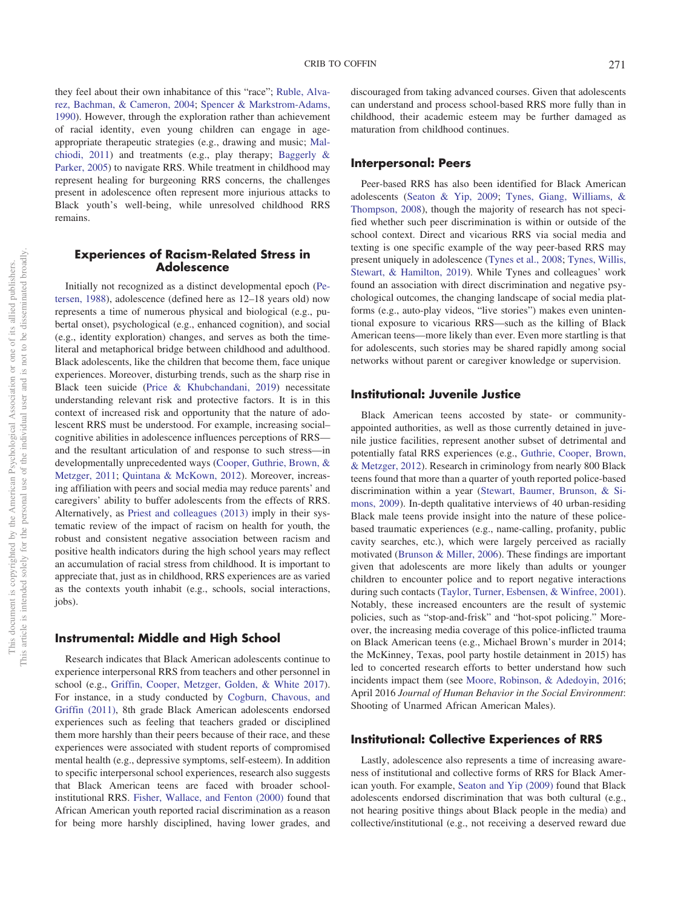they feel about their own inhabitance of this "race"; Ruble, Alvarez, Bachman, & Cameron, 2004; Spencer & Markstrom-Adams, 1990). However, through the exploration rather than achievement of racial identity, even young children can engage in age-appropriate therapeutic strategies (e.g., drawing and music; Malchiodi, 2011) and treatments (e.g., play therapy; Baggerly & Parker, 2005) to navigate RRS. While treatment in childhood may represent healing for burgeoning RRS concerns, the challenges present in adolescence often represent more injurious attacks to Black youth's well-being, while unresolved childhood RRS remains.

## Experiences of Racism-Related Stress in Adolescence

Initially not recognized as a distinct developmental epoch (Petersen, 1988), adolescence (defined here as 12–18 years old) now represents a time of numerous physical and biological (e.g., pubertal onset), psychological (e.g., enhanced cognition), and social (e.g., identity exploration) changes, and serves as both the time-literal and metaphorical bridge between childhood and adulthood. Black adolescents, like the children that become them, face unique experiences. Moreover, disturbing trends, such as the sharp rise in Black teen suicide (Price & Khubchandani, 2019) necessitate understanding relevant risk and protective factors. It is in this context of increased risk and opportunity that the nature of adolescent RRS must be understood. For example, increasing social–cognitive abilities in adolescence influences perceptions of RRS—and the resultant articulation of and response to such stress—in developmentally unprecedented ways (Cooper, Guthrie, Brown, & Metzger, 2011; Quintana & McKown, 2012). Moreover, increasing affiliation with peers and social media may reduce parents' and caregivers' ability to buffer adolescents from the effects of RRS. Alternatively, as Priest and colleagues (2013) imply in their systematic review of the impact of racism on health for youth, the robust and consistent negative association between racism and positive health indicators during the high school years may reflect an accumulation of racial stress from childhood. It is important to appreciate that, just as in childhood, RRS experiences are as varied as the contexts youth inhabit (e.g., schools, social interactions, jobs).

### Instrumental: Middle and High School

Research indicates that Black American adolescents continue to experience interpersonal RRS from teachers and other personnel in school (e.g., Griffin, Cooper, Metzger, Golden, & White 2017). For instance, in a study conducted by Cogburn, Chavous, and Griffin (2011), 8th grade Black American adolescents endorsed experiences such as feeling that teachers graded or disciplined them more harshly than their peers because of their race, and these experiences were associated with student reports of compromised mental health (e.g., depressive symptoms, self-esteem). In addition to specific interpersonal school experiences, research also suggests that Black American teens are faced with broader school-institutional RRS. Fisher, Wallace, and Fenton (2000) found that African American youth reported racial discrimination as a reason for being more harshly disciplined, having lower grades, and discouraged from taking advanced courses. Given that adolescents can understand and process school-based RRS more fully than in childhood, their academic esteem may be further damaged as maturation from childhood continues.

### Interpersonal: Peers

Peer-based RRS has also been identified for Black American adolescents (Seaton & Yip, 2009; Tynes, Giang, Williams, & Thompson, 2008), though the majority of research has not specified whether such peer discrimination is within or outside of the school context. Direct and vicarious RRS via social media and texting is one specific example of the way peer-based RRS may present uniquely in adolescence (Tynes et al., 2008; Tynes, Willis, Stewart, & Hamilton, 2019). While Tynes and colleagues' work found an association with direct discrimination and negative psychological outcomes, the changing landscape of social media platforms (e.g., auto-play videos, "live stories") makes even unintentional exposure to vicarious RRS—such as the killing of Black American teens—more likely than ever. Even more startling is that for adolescents, such stories may be shared rapidly among social networks without parent or caregiver knowledge or supervision.

### Institutional: Juvenile Justice

Black American teens accosted by state- or community-appointed authorities, as well as those currently detained in juvenile justice facilities, represent another subset of detrimental and potentially fatal RRS experiences (e.g., Guthrie, Cooper, Brown, & Metzger, 2012). Research in criminology from nearly 800 Black teens found that more than a quarter of youth reported police-based discrimination within a year (Stewart, Baumer, Brunson, & Simons, 2009). In-depth qualitative interviews of 40 urban-residing Black male teens provide insight into the nature of these police-based traumatic experiences (e.g., name-calling, profanity, public cavity searches, etc.), which were largely perceived as racially motivated (Brunson & Miller, 2006). These findings are important given that adolescents are more likely than adults or younger children to encounter police and to report negative interactions during such contacts (Taylor, Turner, Esbensen, & Winfree, 2001). Notably, these increased encounters are the result of systemic policies, such as "stop-and-frisk" and "hot-spot policing." Moreover, the increasing media coverage of this police-inflicted trauma on Black American teens (e.g., Michael Brown's murder in 2014; the McKinney, Texas, pool party hostile detainment in 2015) has led to concerted research efforts to better understand how such incidents impact them (see Moore, Robinson, & Adedoyin, 2016; April 2016 *Journal of Human Behavior in the Social Environment*: Shooting of Unarmed African American Males).

### Institutional: Collective Experiences of RRS

Lastly, adolescence also represents a time of increasing awareness of institutional and collective forms of RRS for Black American youth. For example, Seaton and Yip (2009) found that Black adolescents endorsed discrimination that was both cultural (e.g., not hearing positive things about Black people in the media) and collective/institutional (e.g., not receiving a deserved reward due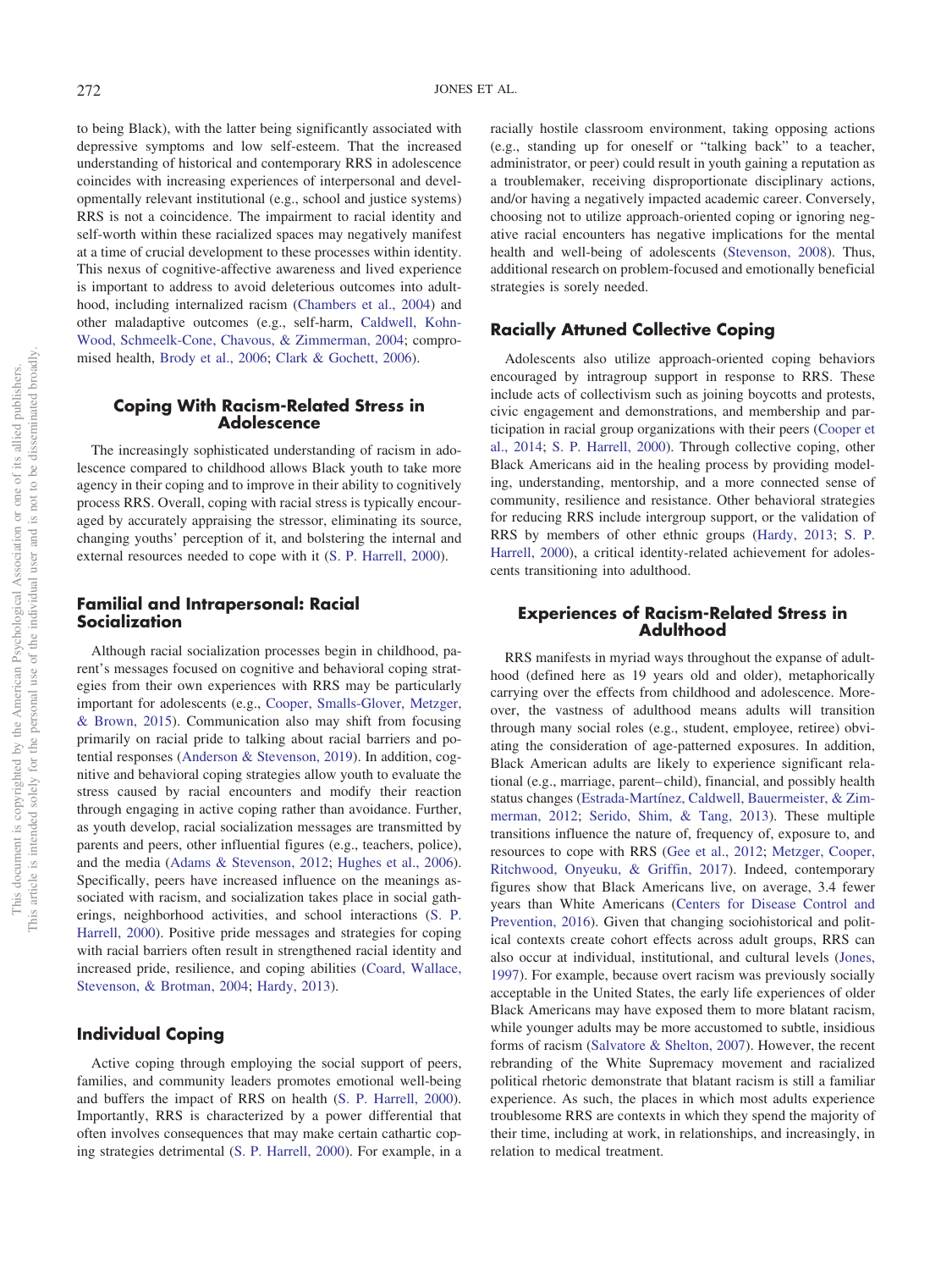to being Black), with the latter being significantly associated with depressive symptoms and low self-esteem. That the increased understanding of historical and contemporary RRS in adolescence coincides with increasing experiences of interpersonal and developmentally relevant institutional (e.g., school and justice systems) RRS is not a coincidence. The impairment to racial identity and self-worth within these racialized spaces may negatively manifest at a time of crucial development to these processes within identity. This nexus of cognitive-affective awareness and lived experience is important to address to avoid deleterious outcomes into adulthood, including internalized racism (Chambers et al., 2004) and other maladaptive outcomes (e.g., self-harm, Caldwell, Kohn-Wood, Schmeelk-Cone, Chavous, & Zimmerman, 2004; compromised health, Brody et al., 2006; Clark & Gochett, 2006).

## Coping With Racism-Related Stress in Adolescence

The increasingly sophisticated understanding of racism in adolescence compared to childhood allows Black youth to take more agency in their coping and to improve in their ability to cognitively process RRS. Overall, coping with racial stress is typically encouraged by accurately appraising the stressor, eliminating its source, changing youths' perception of it, and bolstering the internal and external resources needed to cope with it (S. P. Harrell, 2000).

### Familial and Intrapersonal: Racial Socialization

Although racial socialization processes begin in childhood, parent's messages focused on cognitive and behavioral coping strategies from their own experiences with RRS may be particularly important for adolescents (e.g., Cooper, Smalls-Glover, Metzger, & Brown, 2015). Communication also may shift from focusing primarily on racial pride to talking about racial barriers and potential responses (Anderson & Stevenson, 2019). In addition, cognitive and behavioral coping strategies allow youth to evaluate the stress caused by racial encounters and modify their reaction through engaging in active coping rather than avoidance. Further, as youth develop, racial socialization messages are transmitted by parents and peers, other influential figures (e.g., teachers, police), and the media (Adams & Stevenson, 2012; Hughes et al., 2006). Specifically, peers have increased influence on the meanings associated with racism, and socialization takes place in social gatherings, neighborhood activities, and school interactions (S. P. Harrell, 2000). Positive pride messages and strategies for coping with racial barriers often result in strengthened racial identity and increased pride, resilience, and coping abilities (Coard, Wallace, Stevenson, & Brotman, 2004; Hardy, 2013).

### Individual Coping

Active coping through employing the social support of peers, families, and community leaders promotes emotional well-being and buffers the impact of RRS on health (S. P. Harrell, 2000). Importantly, RRS is characterized by a power differential that often involves consequences that may make certain cathartic coping strategies detrimental (S. P. Harrell, 2000). For example, in a racially hostile classroom environment, taking opposing actions (e.g., standing up for oneself or "talking back" to a teacher, administrator, or peer) could result in youth gaining a reputation as a troublemaker, receiving disproportionate disciplinary actions, and/or having a negatively impacted academic career. Conversely, choosing not to utilize approach-oriented coping or ignoring negative racial encounters has negative implications for the mental health and well-being of adolescents (Stevenson, 2008). Thus, additional research on problem-focused and emotionally beneficial strategies is sorely needed.

### Racially Attuned Collective Coping

Adolescents also utilize approach-oriented coping behaviors encouraged by intragroup support in response to RRS. These include acts of collectivism such as joining boycotts and protests, civic engagement and demonstrations, and membership and participation in racial group organizations with their peers (Cooper et al., 2014; S. P. Harrell, 2000). Through collective coping, other Black Americans aid in the healing process by providing modeling, understanding, mentorship, and a more connected sense of community, resilience and resistance. Other behavioral strategies for reducing RRS include intergroup support, or the validation of RRS by members of other ethnic groups (Hardy, 2013; S. P. Harrell, 2000), a critical identity-related achievement for adolescents transitioning into adulthood.

## Experiences of Racism-Related Stress in Adulthood

RRS manifests in myriad ways throughout the expanse of adulthood (defined here as 19 years old and older), metaphorically carrying over the effects from childhood and adolescence. Moreover, the vastness of adulthood means adults will transition through many social roles (e.g., student, employee, retiree) obviating the consideration of age-patterned exposures. In addition, Black American adults are likely to experience significant relational (e.g., marriage, parent–child), financial, and possibly health status changes (Estrada-Martínez, Caldwell, Bauermeister, & Zimmerman, 2012; Serido, Shim, & Tang, 2013). These multiple transitions influence the nature of, frequency of, exposure to, and resources to cope with RRS (Gee et al., 2012; Metzger, Cooper, Ritchwood, Onyeuku, & Griffin, 2017). Indeed, contemporary figures show that Black Americans live, on average, 3.4 fewer years than White Americans (Centers for Disease Control and Prevention, 2016). Given that changing sociohistorical and political contexts create cohort effects across adult groups, RRS can also occur at individual, institutional, and cultural levels (Jones, 1997). For example, because overt racism was previously socially acceptable in the United States, the early life experiences of older Black Americans may have exposed them to more blatant racism, while younger adults may be more accustomed to subtle, insidious forms of racism (Salvatore & Shelton, 2007). However, the recent rebranding of the White Supremacy movement and racialized political rhetoric demonstrate that blatant racism is still a familiar experience. As such, the places in which most adults experience troublesome RRS are contexts in which they spend the majority of their time, including at work, in relationships, and increasingly, in relation to medical treatment.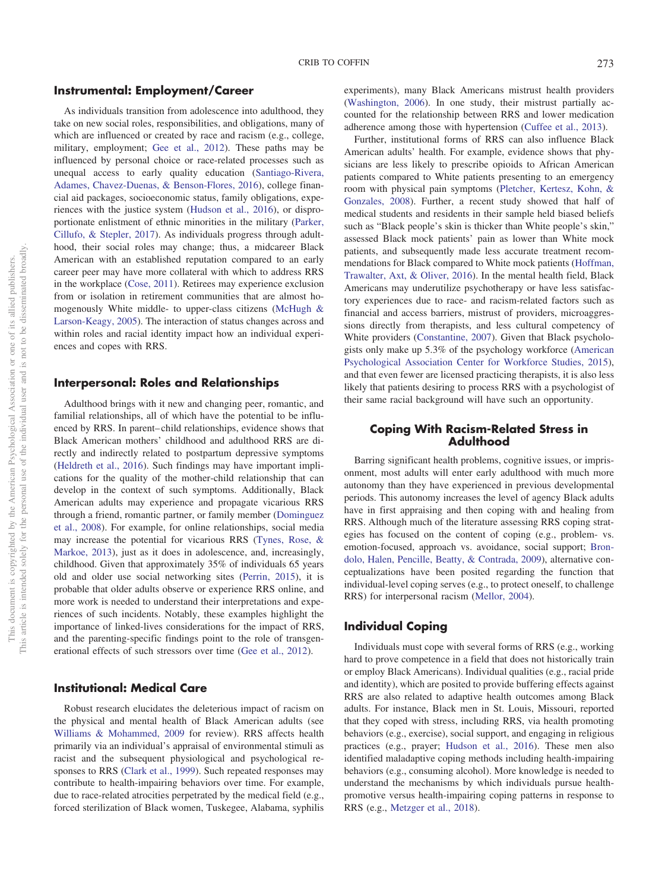## Instrumental: Employment/Career

As individuals transition from adolescence into adulthood, they take on new social roles, responsibilities, and obligations, many of which are influenced or created by race and racism (e.g., college, military, employment; Gee et al., 2012). These paths may be influenced by personal choice or race-related processes such as unequal access to early quality education (Santiago-Rivera, Adames, Chavez-Duenas, & Benson-Flores, 2016), college financial aid packages, socioeconomic status, family obligations, experiences with the justice system (Hudson et al., 2016), or disproportionate enlistment of ethnic minorities in the military (Parker, Cillufo, & Stepler, 2017). As individuals progress through adulthood, their social roles may change; thus, a midcareer Black American with an established reputation compared to an early career peer may have more collateral with which to address RRS in the workplace (Cose, 2011). Retirees may experience exclusion from or isolation in retirement communities that are almost homogenously White middle- to upper-class citizens (McHugh & Larson-Keagy, 2005). The interaction of status changes across and within roles and racial identity impact how an individual experiences and copes with RRS.

## Interpersonal: Roles and Relationships

Adulthood brings with it new and changing peer, romantic, and familial relationships, all of which have the potential to be influenced by RRS. In parent–child relationships, evidence shows that Black American mothers' childhood and adulthood RRS are directly and indirectly related to postpartum depressive symptoms (Heldreth et al., 2016). Such findings may have important implications for the quality of the mother-child relationship that can develop in the context of such symptoms. Additionally, Black American adults may experience and propagate vicarious RRS through a friend, romantic partner, or family member (Dominguez et al., 2008). For example, for online relationships, social media may increase the potential for vicarious RRS (Tynes, Rose, & Markoe, 2013), just as it does in adolescence, and, increasingly, childhood. Given that approximately 35% of individuals 65 years old and older use social networking sites (Perrin, 2015), it is probable that older adults observe or experience RRS online, and more work is needed to understand their interpretations and experiences of such incidents. Notably, these examples highlight the importance of linked-lives considerations for the impact of RRS, and the parenting-specific findings point to the role of transgenerational effects of such stressors over time (Gee et al., 2012).

## Institutional: Medical Care

Robust research elucidates the deleterious impact of racism on the physical and mental health of Black American adults (see Williams & Mohammed, 2009 for review). RRS affects health primarily via an individual's appraisal of environmental stimuli as racist and the subsequent physiological and psychological responses to RRS (Clark et al., 1999). Such repeated responses may contribute to health-impairing behaviors over time. For example, due to race-related atrocities perpetrated by the medical field (e.g., forced sterilization of Black women, Tuskegee, Alabama, syphilis experiments), many Black Americans mistrust health providers (Washington, 2006). In one study, their mistrust partially accounted for the relationship between RRS and lower medication adherence among those with hypertension (Cuffee et al., 2013).

Further, institutional forms of RRS can also influence Black American adults' health. For example, evidence shows that physicians are less likely to prescribe opioids to African American patients compared to White patients presenting to an emergency room with physical pain symptoms (Pletcher, Kertesz, Kohn, & Gonzales, 2008). Further, a recent study showed that half of medical students and residents in their sample held biased beliefs such as "Black people's skin is thicker than White people's skin," assessed Black mock patients' pain as lower than White mock patients, and subsequently made less accurate treatment recommendations for Black compared to White mock patients (Hoffman, Trawalter, Axt, & Oliver, 2016). In the mental health field, Black Americans may underutilize psychotherapy or have less satisfactory experiences due to race- and racism-related factors such as financial and access barriers, mistrust of providers, microaggressions directly from therapists, and less cultural competency of White providers (Constantine, 2007). Given that Black psychologists only make up 5.3% of the psychology workforce (American Psychological Association Center for Workforce Studies, 2015), and that even fewer are licensed practicing therapists, it is also less likely that patients desiring to process RRS with a psychologist of their same racial background will have such an opportunity.

# Coping With Racism-Related Stress in Adulthood

Barring significant health problems, cognitive issues, or imprisonment, most adults will enter early adulthood with much more autonomy than they have experienced in previous developmental periods. This autonomy increases the level of agency Black adults have in first appraising and then coping with and healing from RRS. Although much of the literature assessing RRS coping strategies has focused on the content of coping (e.g., problem- vs. emotion-focused, approach vs. avoidance, social support; Brondolo, Halen, Pencille, Beatty, & Contrada, 2009), alternative conceptualizations have been posited regarding the function that individual-level coping serves (e.g., to protect oneself, to challenge RRS) for interpersonal racism (Mellor, 2004).

## Individual Coping

Individuals must cope with several forms of RRS (e.g., working hard to prove competence in a field that does not historically train or employ Black Americans). Individual qualities (e.g., racial pride and identity), which are posited to provide buffering effects against RRS are also related to adaptive health outcomes among Black adults. For instance, Black men in St. Louis, Missouri, reported that they coped with stress, including RRS, via health promoting behaviors (e.g., exercise), social support, and engaging in religious practices (e.g., prayer; Hudson et al., 2016). These men also identified maladaptive coping methods including health-impairing behaviors (e.g., consuming alcohol). More knowledge is needed to understand the mechanisms by which individuals pursue health-promotive versus health-impairing coping patterns in response to RRS (e.g., Metzger et al., 2018).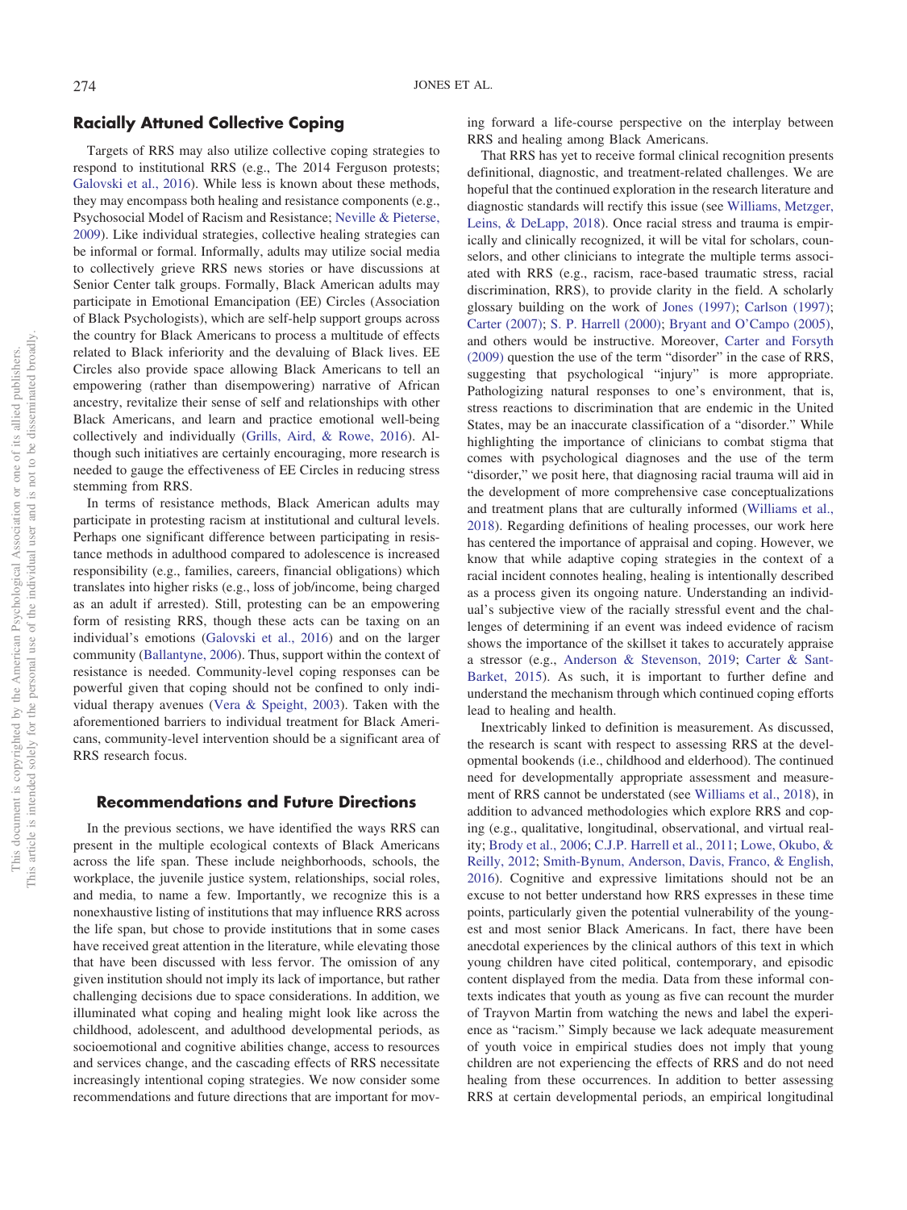## Racially Attuned Collective Coping

Targets of RRS may also utilize collective coping strategies to respond to institutional RRS (e.g., The 2014 Ferguson protests; Galovski et al., 2016). While less is known about these methods, they may encompass both healing and resistance components (e.g., Psychosocial Model of Racism and Resistance; Neville & Pieterse, 2009). Like individual strategies, collective healing strategies can be informal or formal. Informally, adults may utilize social media to collectively grieve RRS news stories or have discussions at Senior Center talk groups. Formally, Black American adults may participate in Emotional Emancipation (EE) Circles (Association of Black Psychologists), which are self-help support groups across the country for Black Americans to process a multitude of effects related to Black inferiority and the devaluing of Black lives. EE Circles also provide space allowing Black Americans to tell an empowering (rather than disempowering) narrative of African ancestry, revitalize their sense of self and relationships with other Black Americans, and learn and practice emotional well-being collectively and individually (Grills, Aird, & Rowe, 2016). Although such initiatives are certainly encouraging, more research is needed to gauge the effectiveness of EE Circles in reducing stress stemming from RRS.

In terms of resistance methods, Black American adults may participate in protesting racism at institutional and cultural levels. Perhaps one significant difference between participating in resistance methods in adulthood compared to adolescence is increased responsibility (e.g., families, careers, financial obligations) which translates into higher risks (e.g., loss of job/income, being charged as an adult if arrested). Still, protesting can be an empowering form of resisting RRS, though these acts can be taxing on an individual's emotions (Galovski et al., 2016) and on the larger community (Ballantyne, 2006). Thus, support within the context of resistance is needed. Community-level coping responses can be powerful given that coping should not be confined to only individual therapy avenues (Vera & Speight, 2003). Taken with the aforementioned barriers to individual treatment for Black Americans, community-level intervention should be a significant area of RRS research focus.

## Recommendations and Future Directions

In the previous sections, we have identified the ways RRS can present in the multiple ecological contexts of Black Americans across the life span. These include neighborhoods, schools, the workplace, the juvenile justice system, relationships, social roles, and media, to name a few. Importantly, we recognize this is a nonexhaustive listing of institutions that may influence RRS across the life span, but chose to provide institutions that in some cases have received great attention in the literature, while elevating those that have been discussed with less fervor. The omission of any given institution should not imply its lack of importance, but rather challenging decisions due to space considerations. In addition, we illuminated what coping and healing might look like across the childhood, adolescent, and adulthood developmental periods, as socioemotional and cognitive abilities change, access to resources and services change, and the cascading effects of RRS necessitate increasingly intentional coping strategies. We now consider some recommendations and future directions that are important for moving forward a life-course perspective on the interplay between RRS and healing among Black Americans.

That RRS has yet to receive formal clinical recognition presents definitional, diagnostic, and treatment-related challenges. We are hopeful that the continued exploration in the research literature and diagnostic standards will rectify this issue (see Williams, Metzger, Leins, & DeLapp, 2018). Once racial stress and trauma is empirically and clinically recognized, it will be vital for scholars, counselors, and other clinicians to integrate the multiple terms associated with RRS (e.g., racism, race-based traumatic stress, racial discrimination, RRS), to provide clarity in the field. A scholarly glossary building on the work of Jones (1997); Carlson (1997); Carter (2007); S. P. Harrell (2000); Bryant and O'Campo (2005), and others would be instructive. Moreover, Carter and Forsyth (2009) question the use of the term "disorder" in the case of RRS, suggesting that psychological "injury" is more appropriate. Pathologizing natural responses to one's environment, that is, stress reactions to discrimination that are endemic in the United States, may be an inaccurate classification of a "disorder." While highlighting the importance of clinicians to combat stigma that comes with psychological diagnoses and the use of the term "disorder," we posit here, that diagnosing racial trauma will aid in the development of more comprehensive case conceptualizations and treatment plans that are culturally informed (Williams et al., 2018). Regarding definitions of healing processes, our work here has centered the importance of appraisal and coping. However, we know that while adaptive coping strategies in the context of a racial incident connotes healing, healing is intentionally described as a process given its ongoing nature. Understanding an individual's subjective view of the racially stressful event and the challenges of determining if an event was indeed evidence of racism shows the importance of the skillset it takes to accurately appraise a stressor (e.g., Anderson & Stevenson, 2019; Carter & Sant-Barket, 2015). As such, it is important to further define and understand the mechanism through which continued coping efforts lead to healing and health.

Inextricably linked to definition is measurement. As discussed, the research is scant with respect to assessing RRS at the developmental bookends (i.e., childhood and elderhood). The continued need for developmentally appropriate assessment and measurement of RRS cannot be understated (see Williams et al., 2018), in addition to advanced methodologies which explore RRS and coping (e.g., qualitative, longitudinal, observational, and virtual reality; Brody et al., 2006; C.J.P. Harrell et al., 2011; Lowe, Okubo, & Reilly, 2012; Smith-Bynum, Anderson, Davis, Franco, & English, 2016). Cognitive and expressive limitations should not be an excuse to not better understand how RRS expresses in these time points, particularly given the potential vulnerability of the youngest and most senior Black Americans. In fact, there have been anecdotal experiences by the clinical authors of this text in which young children have cited political, contemporary, and episodic content displayed from the media. Data from these informal contexts indicates that youth as young as five can recount the murder of Trayvon Martin from watching the news and label the experience as "racism." Simply because we lack adequate measurement of youth voice in empirical studies does not imply that young children are not experiencing the effects of RRS and do not need healing from these occurrences. In addition to better assessing RRS at certain developmental periods, an empirical longitudinal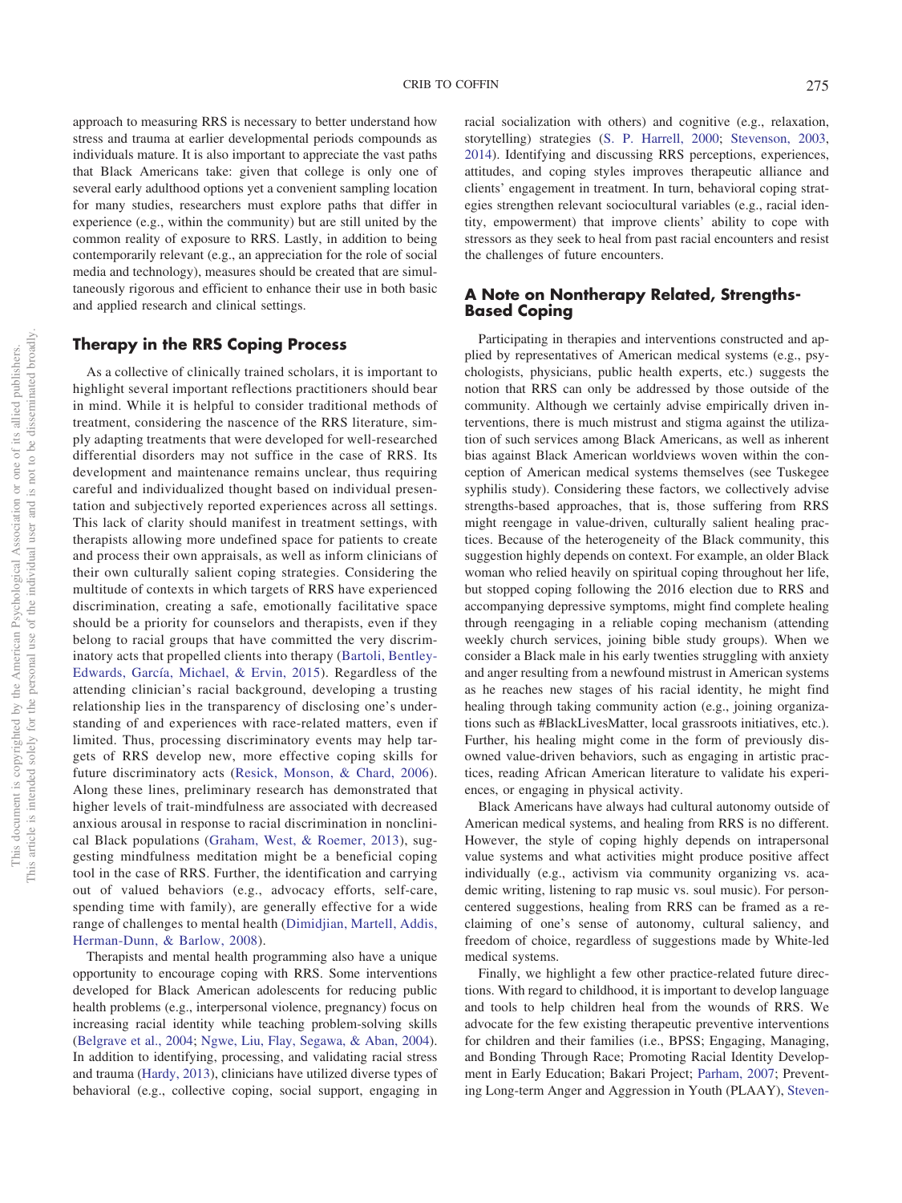approach to measuring RRS is necessary to better understand how stress and trauma at earlier developmental periods compounds as individuals mature. It is also important to appreciate the vast paths that Black Americans take: given that college is only one of several early adulthood options yet a convenient sampling location for many studies, researchers must explore paths that differ in experience (e.g., within the community) but are still united by the common reality of exposure to RRS. Lastly, in addition to being contemporarily relevant (e.g., an appreciation for the role of social media and technology), measures should be created that are simultaneously rigorous and efficient to enhance their use in both basic and applied research and clinical settings.

## Therapy in the RRS Coping Process

As a collective of clinically trained scholars, it is important to highlight several important reflections practitioners should bear in mind. While it is helpful to consider traditional methods of treatment, considering the nascence of the RRS literature, simply adapting treatments that were developed for well-researched differential disorders may not suffice in the case of RRS. Its development and maintenance remains unclear, thus requiring careful and individualized thought based on individual presentation and subjectively reported experiences across all settings. This lack of clarity should manifest in treatment settings, with therapists allowing more undefined space for patients to create and process their own appraisals, as well as inform clinicians of their own culturally salient coping strategies. Considering the multitude of contexts in which targets of RRS have experienced discrimination, creating a safe, emotionally facilitative space should be a priority for counselors and therapists, even if they belong to racial groups that have committed the very discriminatory acts that propelled clients into therapy (Bartoli, Bentley-Edwards, García, Michael, & Ervin, 2015). Regardless of the attending clinician's racial background, developing a trusting relationship lies in the transparency of disclosing one's understanding of and experiences with race-related matters, even if limited. Thus, processing discriminatory events may help targets of RRS develop new, more effective coping skills for future discriminatory acts (Resick, Monson, & Chard, 2006). Along these lines, preliminary research has demonstrated that higher levels of trait-mindfulness are associated with decreased anxious arousal in response to racial discrimination in nonclinical Black populations (Graham, West, & Roemer, 2013), suggesting mindfulness meditation might be a beneficial coping tool in the case of RRS. Further, the identification and carrying out of valued behaviors (e.g., advocacy efforts, self-care, spending time with family), are generally effective for a wide range of challenges to mental health (Dimidjian, Martell, Addis, Herman-Dunn, & Barlow, 2008).

Therapists and mental health programming also have a unique opportunity to encourage coping with RRS. Some interventions developed for Black American adolescents for reducing public health problems (e.g., interpersonal violence, pregnancy) focus on increasing racial identity while teaching problem-solving skills (Belgrave et al., 2004; Ngwe, Liu, Flay, Segawa, & Aban, 2004). In addition to identifying, processing, and validating racial stress and trauma (Hardy, 2013), clinicians have utilized diverse types of behavioral (e.g., collective coping, social support, engaging in racial socialization with others) and cognitive (e.g., relaxation, storytelling) strategies (S. P. Harrell, 2000; Stevenson, 2003, 2014). Identifying and discussing RRS perceptions, experiences, attitudes, and coping styles improves therapeutic alliance and clients' engagement in treatment. In turn, behavioral coping strategies strengthen relevant sociocultural variables (e.g., racial identity, empowerment) that improve clients' ability to cope with stressors as they seek to heal from past racial encounters and resist the challenges of future encounters.

## A Note on Nontherapy Related, Strengths-Based Coping

Participating in therapies and interventions constructed and applied by representatives of American medical systems (e.g., psychologists, physicians, public health experts, etc.) suggests the notion that RRS can only be addressed by those outside of the community. Although we certainly advise empirically driven interventions, there is much mistrust and stigma against the utilization of such services among Black Americans, as well as inherent bias against Black American worldviews woven within the conception of American medical systems themselves (see Tuskegee syphilis study). Considering these factors, we collectively advise strengths-based approaches, that is, those suffering from RRS might reengage in value-driven, culturally salient healing practices. Because of the heterogeneity of the Black community, this suggestion highly depends on context. For example, an older Black woman who relied heavily on spiritual coping throughout her life, but stopped coping following the 2016 election due to RRS and accompanying depressive symptoms, might find complete healing through reengaging in a reliable coping mechanism (attending weekly church services, joining bible study groups). When we consider a Black male in his early twenties struggling with anxiety and anger resulting from a newfound mistrust in American systems as he reaches new stages of his racial identity, he might find healing through taking community action (e.g., joining organizations such as #BlackLivesMatter, local grassroots initiatives, etc.). Further, his healing might come in the form of previously disowned value-driven behaviors, such as engaging in artistic practices, reading African American literature to validate his experiences, or engaging in physical activity.

Black Americans have always had cultural autonomy outside of American medical systems, and healing from RRS is no different. However, the style of coping highly depends on intrapersonal value systems and what activities might produce positive affect individually (e.g., activism via community organizing vs. academic writing, listening to rap music vs. soul music). For person-centered suggestions, healing from RRS can be framed as a reclaiming of one's sense of autonomy, cultural saliency, and freedom of choice, regardless of suggestions made by White-led medical systems.

Finally, we highlight a few other practice-related future directions. With regard to childhood, it is important to develop language and tools to help children heal from the wounds of RRS. We advocate for the few existing therapeutic preventive interventions for children and their families (i.e., BPSS; Engaging, Managing, and Bonding Through Race; Promoting Racial Identity Development in Early Education; Bakari Project; Parham, 2007; Preventing Long-term Anger and Aggression in Youth (PLAAY), Steven-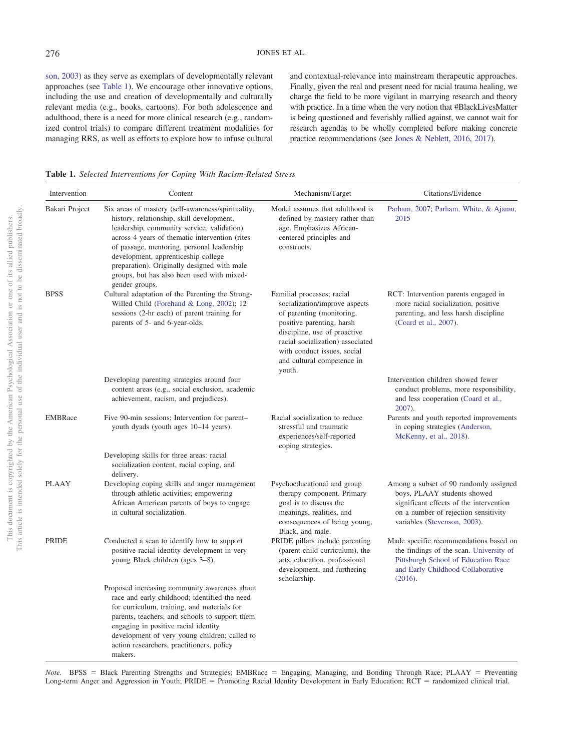son, 2003) as they serve as exemplars of developmentally relevant approaches (see Table 1). We encourage other innovative options, including the use and creation of developmentally and culturally relevant media (e.g., books, cartoons). For both adolescence and adulthood, there is a need for more clinical research (e.g., randomized control trials) to compare different treatment modalities for managing RRS, as well as efforts to explore how to infuse cultural and contextual-relevance into mainstream therapeutic approaches. Finally, given the real and present need for racial trauma healing, we charge the field to be more vigilant in marrying research and theory with practice. In a time when the very notion that #BlackLivesMatter is being questioned and feverishly rallied against, we cannot wait for research agendas to be wholly completed before making concrete practice recommendations (see Jones & Neblett, 2016, 2017).

**Table 1.** *Selected Interventions for Coping With Racism-Related Stress*

| Intervention | Content | Mechanism/Target | Citations/Evidence |
|---|---|---|---|
| Bakari Project | Six areas of mastery (self-awareness/spirituality, history, relationship, skill development, leadership, community service, validation) across 4 years of thematic intervention (rites of passage, mentoring, personal leadership development, apprenticeship college preparation). Originally designed with male groups, but has also been used with mixed-gender groups. | Model assumes that adulthood is defined by mastery rather than age. Emphasizes African-centered principles and constructs. | Parham, 2007; Parham, White, & Ajamu, 2015 |
| BPSS | Cultural adaptation of the Parenting the Strong-Willed Child (Forehand & Long, 2002); 12 sessions (2-hr each) of parent training for parents of 5- and 6-year-olds. | Familial processes; racial socialization/improve aspects of parenting (monitoring, positive parenting, harsh discipline, use of proactive racial socialization) associated with conduct issues, social and cultural competence in youth. | RCT: Intervention parents engaged in more racial socialization, positive parenting, and less harsh discipline (Coard et al., 2007). |
| | Developing parenting strategies around four content areas (e.g., social exclusion, academic achievement, racism, and prejudices). | | Intervention children showed fewer conduct problems, more responsibility, and less cooperation (Coard et al., 2007). |
| EMBRace | Five 90-min sessions; Intervention for parent–youth dyads (youth ages 10–14 years). | Racial socialization to reduce stressful and traumatic experiences/self-reported coping strategies. | Parents and youth reported improvements in coping strategies (Anderson, McKenny, et al., 2018). |
| | Developing skills for three areas: racial socialization content, racial coping, and delivery. | | |
| PLAAY | Developing coping skills and anger management through athletic activities; empowering African American parents of boys to engage in cultural socialization. | Psychoeducational and group therapy component. Primary goal is to discuss the meanings, realities, and consequences of being young, Black, and male. | Among a subset of 90 randomly assigned boys, PLAAY students showed significant effects of the intervention on a number of rejection sensitivity variables (Stevenson, 2003). |
| PRIDE | Conducted a scan to identify how to support positive racial identity development in very young Black children (ages 3–8). | PRIDE pillars include parenting (parent-child curriculum), the arts, education, professional development, and furthering scholarship. | Made specific recommendations based on the findings of the scan. University of Pittsburgh School of Education Race and Early Childhood Collaborative (2016). |
| | Proposed increasing community awareness about race and early childhood; identified the need for curriculum, training, and materials for parents, teachers, and schools to support them engaging in positive racial identity development of very young children; called to action researchers, practitioners, policy makers. | | |

*Note.* BPSS = Black Parenting Strengths and Strategies; EMBRace = Engaging, Managing, and Bonding Through Race; PLAAY = Preventing Long-term Anger and Aggression in Youth; PRIDE = Promoting Racial Identity Development in Early Education; RCT = randomized clinical trial.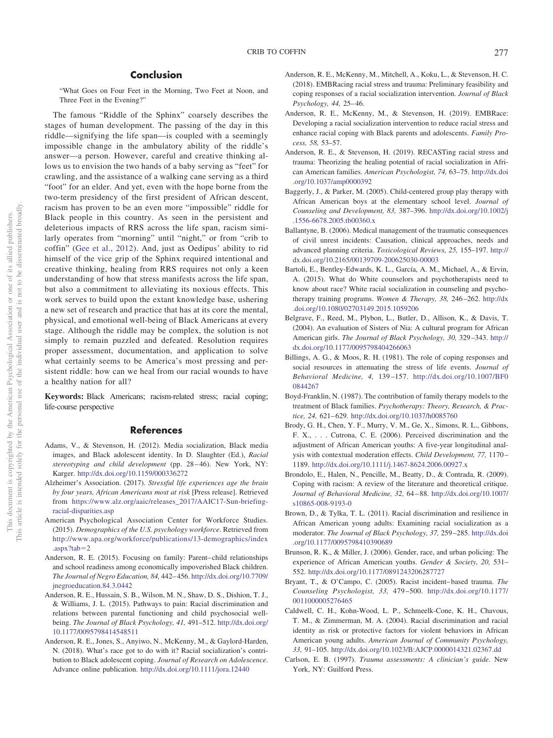## Conclusion

"What Goes on Four Feet in the Morning, Two Feet at Noon, and Three Feet in the Evening?"

The famous "Riddle of the Sphinx" coarsely describes the stages of human development. The passing of the day in this riddle—signifying the life span—is coupled with a seemingly impossible change in the ambulatory ability of the riddle's answer—a person. However, careful and creative thinking allows us to envision the two hands of a baby serving as "feet" for crawling, and the assistance of a walking cane serving as a third "foot" for an elder. And yet, even with the hope borne from the two-term presidency of the first president of African descent, racism has proven to be an even more "impossible" riddle for Black people in this country. As seen in the persistent and deleterious impacts of RRS across the life span, racism similarly operates from "morning" until "night," or from "crib to coffin" (Gee et al., 2012). And, just as Oedipus' ability to rid himself of the vice grip of the Sphinx required intentional and creative thinking, healing from RRS requires not only a keen understanding of how that stress manifests across the life span, but also a commitment to alleviating its noxious effects. This work serves to build upon the extant knowledge base, ushering a new set of research and practice that has at its core the mental, physical, and emotional well-being of Black Americans at every stage. Although the riddle may be complex, the solution is not simply to remain puzzled and defeated. Resolution requires proper assessment, documentation, and application to solve what certainly seems to be America's most pressing and persistent riddle: how can we heal from our racial wounds to have a healthy nation for all?

**Keywords:** Black Americans; racism-related stress; racial coping; life-course perspective

## References

Adams, V., & Stevenson, H. (2012). Media socialization, Black media images, and Black adolescent identity. In D. Slaughter (Ed.), *Racial stereotyping and child development* (pp. 28–46). New York, NY: Karger. http://dx.doi.org/10.1159/000336272

Alzheimer's Association. (2017). *Stressful life experiences age the brain by four years, African Americans most at risk* [Press release]. Retrieved from https://www.alz.org/aaic/releases_2017/AAIC17-Sun-briefing-racial-disparities.asp

American Psychological Association Center for Workforce Studies. (2015). *Demographics of the U.S. psychology workforce*. Retrieved from http://www.apa.org/workforce/publications/13-demographics/index.aspx?tab=2

Anderson, R. E. (2015). Focusing on family: Parent–child relationships and school readiness among economically impoverished Black children. *The Journal of Negro Education, 84,* 442–456. http://dx.doi.org/10.7709/jnegroeducation.84.3.0442

Anderson, R. E., Hussain, S. B., Wilson, M. N., Shaw, D. S., Dishion, T. J., & Williams, J. L. (2015). Pathways to pain: Racial discrimination and relations between parental functioning and child psychosocial well-being. *The Journal of Black Psychology, 41,* 491–512. http://dx.doi.org/10.1177/0095798414548511

Anderson, R. E., Jones, S., Anyiwo, N., McKenny, M., & Gaylord-Harden, N. (2018). What's race got to do with it? Racial socialization's contribution to Black adolescent coping. *Journal of Research on Adolescence*. Advance online publication. http://dx.doi.org/10.1111/jora.12440

Anderson, R. E., McKenny, M., Mitchell, A., Koku, L., & Stevenson, H. C. (2018). EMBRacing racial stress and trauma: Preliminary feasibility and coping responses of a racial socialization intervention. *Journal of Black Psychology, 44,* 25–46.

Anderson, R. E., McKenny, M., & Stevenson, H. (2019). EMBRace: Developing a racial socialization intervention to reduce racial stress and enhance racial coping with Black parents and adolescents. *Family Process, 58,* 53–57.

Anderson, R. E., & Stevenson, H. (2019). RECASTing racial stress and trauma: Theorizing the healing potential of racial socialization in African American families. *American Psychologist, 74,* 63–75. http://dx.doi.org/10.1037/amp0000392

Baggerly, J., & Parker, M. (2005). Child-centered group play therapy with African American boys at the elementary school level. *Journal of Counseling and Development, 83,* 387–396. http://dx.doi.org/10.1002/j.1556-6678.2005.tb00360.x

Ballantyne, B. (2006). Medical management of the traumatic consequences of civil unrest incidents: Causation, clinical approaches, needs and advanced planning criteria. *Toxicological Reviews, 25,* 155–197. http://dx.doi.org/10.2165/00139709-200625030-00003

Bartoli, E., Bentley-Edwards, K. L., García, A. M., Michael, A., & Ervin, A. (2015). What do White counselors and psychotherapists need to know about race? White racial socialization in counseling and psychotherapy training programs. *Women & Therapy, 38,* 246–262. http://dx.doi.org/10.1080/02703149.2015.1059206

Belgrave, F., Reed, M., Plybon, L., Butler, D., Allison, K., & Davis, T. (2004). An evaluation of Sisters of Nia: A cultural program for African American girls. *The Journal of Black Psychology, 30,* 329–343. http://dx.doi.org/10.1177/0095798404266063

Billings, A. G., & Moos, R. H. (1981). The role of coping responses and social resources in attenuating the stress of life events. *Journal of Behavioral Medicine, 4,* 139–157. http://dx.doi.org/10.1007/BF00844267

Boyd-Franklin, N. (1987). The contribution of family therapy models to the treatment of Black families. *Psychotherapy: Theory, Research, & Practice, 24,* 621–629. http://dx.doi.org/10.1037/h0085760

Brody, G. H., Chen, Y. F., Murry, V. M., Ge, X., Simons, R. L., Gibbons, F. X., . . . Cutrona, C. E. (2006). Perceived discrimination and the adjustment of African American youths: A five-year longitudinal analysis with contextual moderation effects. *Child Development, 77,* 1170–1189. http://dx.doi.org/10.1111/j.1467-8624.2006.00927.x

Brondolo, E., Halen, N., Pencille, M., Beatty, D., & Contrada, R. (2009). Coping with racism: A review of the literature and theoretical critique. *Journal of Behavioral Medicine, 32,* 64–88. http://dx.doi.org/10.1007/s10865-008-9193-0

Brown, D., & Tylka, T. L. (2011). Racial discrimination and resilience in African American young adults: Examining racial socialization as a moderator. *The Journal of Black Psychology, 37,* 259–285. http://dx.doi.org/10.1177/0095798410390689

Brunson, R. K., & Miller, J. (2006). Gender, race, and urban policing: The experience of African American youths. *Gender & Society, 20,* 531–552. http://dx.doi.org/10.1177/0891243206287727

Bryant, T., & O'Campo, C. (2005). Racist incident–based trauma. *The Counseling Psychologist, 33,* 479–500. http://dx.doi.org/10.1177/0011000005276465

Caldwell, C. H., Kohn-Wood, L. P., Schmeelk-Cone, K. H., Chavous, T. M., & Zimmerman, M. A. (2004). Racial discrimination and racial identity as risk or protective factors for violent behaviors in African American young adults. *American Journal of Community Psychology, 33,* 91–105. http://dx.doi.org/10.1023/B:AJCP.0000014321.02367.dd

Carlson, E. B. (1997). *Trauma assessments: A clinician's guide*. New York, NY: Guilford Press.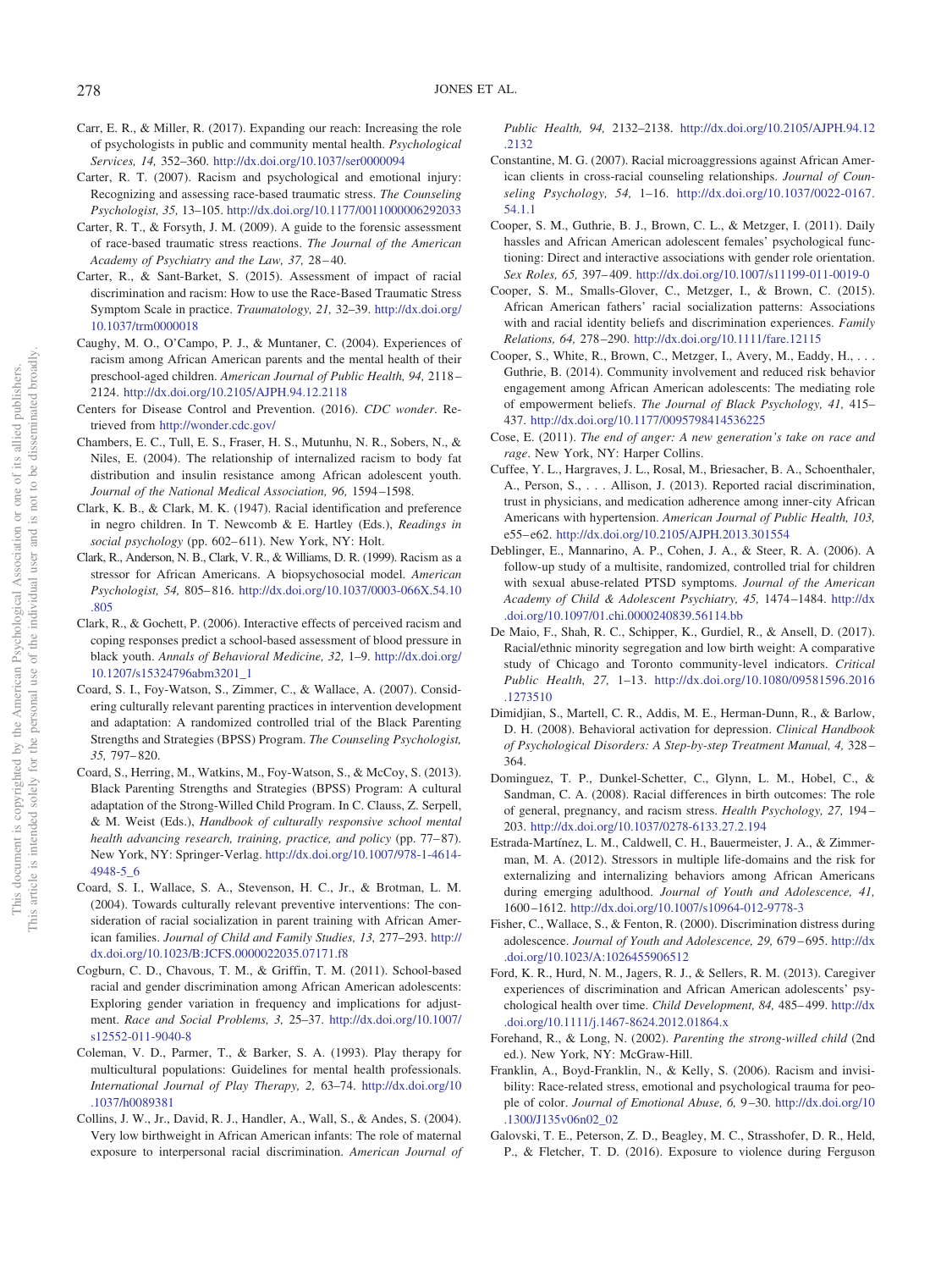Carr, E. R., & Miller, R. (2017). Expanding our reach: Increasing the role of psychologists in public and community mental health. *Psychological Services, 14,* 352–360. http://dx.doi.org/10.1037/ser0000094

Carter, R. T. (2007). Racism and psychological and emotional injury: Recognizing and assessing race-based traumatic stress. *The Counseling Psychologist, 35,* 13–105. http://dx.doi.org/10.1177/0011000006292033

Carter, R. T., & Forsyth, J. M. (2009). A guide to the forensic assessment of race-based traumatic stress reactions. *The Journal of the American Academy of Psychiatry and the Law, 37,* 28–40.

Carter, R., & Sant-Barket, S. (2015). Assessment of impact of racial discrimination and racism: How to use the Race-Based Traumatic Stress Symptom Scale in practice. *Traumatology, 21,* 32–39. http://dx.doi.org/10.1037/trm0000018

Caughy, M. O., O'Campo, P. J., & Muntaner, C. (2004). Experiences of racism among African American parents and the mental health of their preschool-aged children. *American Journal of Public Health, 94,* 2118–2124. http://dx.doi.org/10.2105/AJPH.94.12.2118

Centers for Disease Control and Prevention. (2016). *CDC wonder*. Retrieved from http://wonder.cdc.gov/

Chambers, E. C., Tull, E. S., Fraser, H. S., Mutunhu, N. R., Sobers, N., & Niles, E. (2004). The relationship of internalized racism to body fat distribution and insulin resistance among African adolescent youth. *Journal of the National Medical Association, 96,* 1594–1598.

Clark, K. B., & Clark, M. K. (1947). Racial identification and preference in negro children. In T. Newcomb & E. Hartley (Eds.), *Readings in social psychology* (pp. 602–611). New York, NY: Holt.

Clark, R., Anderson, N. B., Clark, V. R., & Williams, D. R. (1999). Racism as a stressor for African Americans. A biopsychosocial model. *American Psychologist, 54,* 805–816. http://dx.doi.org/10.1037/0003-066X.54.10.805

Clark, R., & Gochett, P. (2006). Interactive effects of perceived racism and coping responses predict a school-based assessment of blood pressure in black youth. *Annals of Behavioral Medicine, 32,* 1–9. http://dx.doi.org/10.1207/s15324796abm3201_1

Coard, S. I., Foy-Watson, S., Zimmer, C., & Wallace, A. (2007). Considering culturally relevant parenting practices in intervention development and adaptation: A randomized controlled trial of the Black Parenting Strengths and Strategies (BPSS) Program. *The Counseling Psychologist, 35,* 797–820.

Coard, S., Herring, M., Watkins, M., Foy-Watson, S., & McCoy, S. (2013). Black Parenting Strengths and Strategies (BPSS) Program: A cultural adaptation of the Strong-Willed Child Program. In C. Clauss, Z. Serpell, & M. Weist (Eds.), *Handbook of culturally responsive school mental health advancing research, training, practice, and policy* (pp. 77–87). New York, NY: Springer-Verlag. http://dx.doi.org/10.1007/978-1-4614-4948-5_6

Coard, S. I., Wallace, S. A., Stevenson, H. C., Jr., & Brotman, L. M. (2004). Towards culturally relevant preventive interventions: The consideration of racial socialization in parent training with African American families. *Journal of Child and Family Studies, 13,* 277–293. http://dx.doi.org/10.1023/B:JCFS.0000022035.07171.f8

Cogburn, C. D., Chavous, T. M., & Griffin, T. M. (2011). School-based racial and gender discrimination among African American adolescents: Exploring gender variation in frequency and implications for adjustment. *Race and Social Problems, 3,* 25–37. http://dx.doi.org/10.1007/s12552-011-9040-8

Coleman, V. D., Parmer, T., & Barker, S. A. (1993). Play therapy for multicultural populations: Guidelines for mental health professionals. *International Journal of Play Therapy, 2,* 63–74. http://dx.doi.org/10.1037/h0089381

Collins, J. W., Jr., David, R. J., Handler, A., Wall, S., & Andes, S. (2004). Very low birthweight in African American infants: The role of maternal exposure to interpersonal racial discrimination. *American Journal of Public Health, 94,* 2132–2138. http://dx.doi.org/10.2105/AJPH.94.12.2132

Constantine, M. G. (2007). Racial microaggressions against African American clients in cross-racial counseling relationships. *Journal of Counseling Psychology, 54,* 1–16. http://dx.doi.org/10.1037/0022-0167.54.1.1

Cooper, S. M., Guthrie, B. J., Brown, C. L., & Metzger, I. (2011). Daily hassles and African American adolescent females' psychological functioning: Direct and interactive associations with gender role orientation. *Sex Roles, 65,* 397–409. http://dx.doi.org/10.1007/s11199-011-0019-0

Cooper, S. M., Smalls-Glover, C., Metzger, I., & Brown, C. (2015). African American fathers' racial socialization patterns: Associations with and racial identity beliefs and discrimination experiences. *Family Relations, 64,* 278–290. http://dx.doi.org/10.1111/fare.12115

Cooper, S., White, R., Brown, C., Metzger, I., Avery, M., Eaddy, H., . . . Guthrie, B. (2014). Community involvement and reduced risk behavior engagement among African American adolescents: The mediating role of empowerment beliefs. *The Journal of Black Psychology, 41,* 415–437. http://dx.doi.org/10.1177/0095798414536225

Cose, E. (2011). *The end of anger: A new generation's take on race and rage*. New York, NY: Harper Collins.

Cuffee, Y. L., Hargraves, J. L., Rosal, M., Briesacher, B. A., Schoenthaler, A., Person, S., . . . Allison, J. (2013). Reported racial discrimination, trust in physicians, and medication adherence among inner-city African Americans with hypertension. *American Journal of Public Health, 103,* e55–e62. http://dx.doi.org/10.2105/AJPH.2013.301554

Deblinger, E., Mannarino, A. P., Cohen, J. A., & Steer, R. A. (2006). A follow-up study of a multisite, randomized, controlled trial for children with sexual abuse-related PTSD symptoms. *Journal of the American Academy of Child & Adolescent Psychiatry, 45,* 1474–1484. http://dx.doi.org/10.1097/01.chi.0000240839.56114.bb

De Maio, F., Shah, R. C., Schipper, K., Gurdiel, R., & Ansell, D. (2017). Racial/ethnic minority segregation and low birth weight: A comparative study of Chicago and Toronto community-level indicators. *Critical Public Health, 27,* 1–13. http://dx.doi.org/10.1080/09581596.2016.1273510

Dimidjian, S., Martell, C. R., Addis, M. E., Herman-Dunn, R., & Barlow, D. H. (2008). Behavioral activation for depression. *Clinical Handbook of Psychological Disorders: A Step-by-step Treatment Manual, 4,* 328–364.

Dominguez, T. P., Dunkel-Schetter, C., Glynn, L. M., Hobel, C., & Sandman, C. A. (2008). Racial differences in birth outcomes: The role of general, pregnancy, and racism stress. *Health Psychology, 27,* 194–203. http://dx.doi.org/10.1037/0278-6133.27.2.194

Estrada-Martínez, L. M., Caldwell, C. H., Bauermeister, J. A., & Zimmerman, M. A. (2012). Stressors in multiple life-domains and the risk for externalizing and internalizing behaviors among African Americans during emerging adulthood. *Journal of Youth and Adolescence, 41,* 1600–1612. http://dx.doi.org/10.1007/s10964-012-9778-3

Fisher, C., Wallace, S., & Fenton, R. (2000). Discrimination distress during adolescence. *Journal of Youth and Adolescence, 29,* 679–695. http://dx.doi.org/10.1023/A:1026455906512

Ford, K. R., Hurd, N. M., Jagers, R. J., & Sellers, R. M. (2013). Caregiver experiences of discrimination and African American adolescents' psychological health over time. *Child Development, 84,* 485–499. http://dx.doi.org/10.1111/j.1467-8624.2012.01864.x

Forehand, R., & Long, N. (2002). *Parenting the strong-willed child* (2nd ed.). New York, NY: McGraw-Hill.

Franklin, A., Boyd-Franklin, N., & Kelly, S. (2006). Racism and invisibility: Race-related stress, emotional and psychological trauma for people of color. *Journal of Emotional Abuse, 6,* 9–30. http://dx.doi.org/10.1300/J135v06n02_02

Galovski, T. E., Peterson, Z. D., Beagley, M. C., Strasshofer, D. R., Held, P., & Fletcher, T. D. (2016). Exposure to violence during Ferguson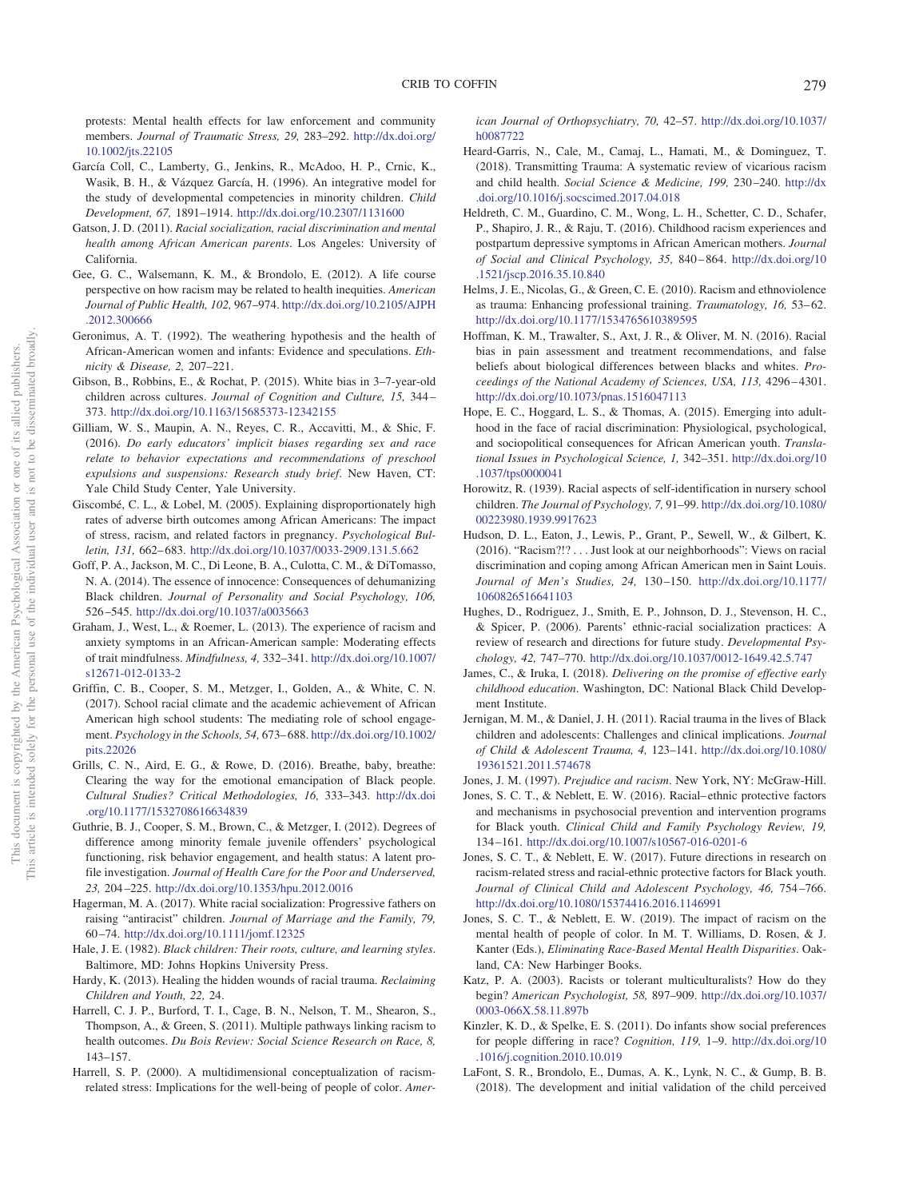protests: Mental health effects for law enforcement and community members. *Journal of Traumatic Stress, 29,* 283–292. http://dx.doi.org/10.1002/jts.22105

García Coll, C., Lamberty, G., Jenkins, R., McAdoo, H. P., Crnic, K., Wasik, B. H., & Vázquez García, H. (1996). An integrative model for the study of developmental competencies in minority children. *Child Development, 67,* 1891–1914. http://dx.doi.org/10.2307/1131600

Gatson, J. D. (2011). *Racial socialization, racial discrimination and mental health among African American parents*. Los Angeles: University of California.

Gee, G. C., Walsemann, K. M., & Brondolo, E. (2012). A life course perspective on how racism may be related to health inequities. *American Journal of Public Health, 102,* 967–974. http://dx.doi.org/10.2105/AJPH.2012.300666

Geronimus, A. T. (1992). The weathering hypothesis and the health of African-American women and infants: Evidence and speculations. *Ethnicity & Disease, 2,* 207–221.

Gibson, B., Robbins, E., & Rochat, P. (2015). White bias in 3–7-year-old children across cultures. *Journal of Cognition and Culture, 15,* 344–373. http://dx.doi.org/10.1163/15685373-12342155

Gilliam, W. S., Maupin, A. N., Reyes, C. R., Accavitti, M., & Shic, F. (2016). *Do early educators' implicit biases regarding sex and race relate to behavior expectations and recommendations of preschool expulsions and suspensions: Research study brief*. New Haven, CT: Yale Child Study Center, Yale University.

Giscombé, C. L., & Lobel, M. (2005). Explaining disproportionately high rates of adverse birth outcomes among African Americans: The impact of stress, racism, and related factors in pregnancy. *Psychological Bulletin, 131,* 662–683. http://dx.doi.org/10.1037/0033-2909.131.5.662

Goff, P. A., Jackson, M. C., Di Leone, B. A., Culotta, C. M., & DiTomasso, N. A. (2014). The essence of innocence: Consequences of dehumanizing Black children. *Journal of Personality and Social Psychology, 106,* 526–545. http://dx.doi.org/10.1037/a0035663

Graham, J., West, L., & Roemer, L. (2013). The experience of racism and anxiety symptoms in an African-American sample: Moderating effects of trait mindfulness. *Mindfulness, 4,* 332–341. http://dx.doi.org/10.1007/s12671-012-0133-2

Griffin, C. B., Cooper, S. M., Metzger, I., Golden, A., & White, C. N. (2017). School racial climate and the academic achievement of African American high school students: The mediating role of school engagement. *Psychology in the Schools, 54,* 673–688. http://dx.doi.org/10.1002/pits.22026

Grills, C. N., Aird, E. G., & Rowe, D. (2016). Breathe, baby, breathe: Clearing the way for the emotional emancipation of Black people. *Cultural Studies? Critical Methodologies, 16,* 333–343. http://dx.doi.org/10.1177/1532708616634839

Guthrie, B. J., Cooper, S. M., Brown, C., & Metzger, I. (2012). Degrees of difference among minority female juvenile offenders' psychological functioning, risk behavior engagement, and health status: A latent profile investigation. *Journal of Health Care for the Poor and Underserved, 23,* 204–225. http://dx.doi.org/10.1353/hpu.2012.0016

Hagerman, M. A. (2017). White racial socialization: Progressive fathers on raising "antiracist" children. *Journal of Marriage and the Family, 79,* 60–74. http://dx.doi.org/10.1111/jomf.12325

Hale, J. E. (1982). *Black children: Their roots, culture, and learning styles*. Baltimore, MD: Johns Hopkins University Press.

Hardy, K. (2013). Healing the hidden wounds of racial trauma. *Reclaiming Children and Youth, 22,* 24.

Harrell, C. J. P., Burford, T. I., Cage, B. N., Nelson, T. M., Shearon, S., Thompson, A., & Green, S. (2011). Multiple pathways linking racism to health outcomes. *Du Bois Review: Social Science Research on Race, 8,* 143–157.

Harrell, S. P. (2000). A multidimensional conceptualization of racism-related stress: Implications for the well-being of people of color. *American Journal of Orthopsychiatry, 70,* 42–57. http://dx.doi.org/10.1037/h0087722

Heard-Garris, N., Cale, M., Camaj, L., Hamati, M., & Dominguez, T. (2018). Transmitting Trauma: A systematic review of vicarious racism and child health. *Social Science & Medicine, 199,* 230–240. http://dx.doi.org/10.1016/j.socscimed.2017.04.018

Heldreth, C. M., Guardino, C. M., Wong, L. H., Schetter, C. D., Schafer, P., Shapiro, J. R., & Raju, T. (2016). Childhood racism experiences and postpartum depressive symptoms in African American mothers. *Journal of Social and Clinical Psychology, 35,* 840–864. http://dx.doi.org/10.1521/jscp.2016.35.10.840

Helms, J. E., Nicolas, G., & Green, C. E. (2010). Racism and ethnoviolence as trauma: Enhancing professional training. *Traumatology, 16,* 53–62. http://dx.doi.org/10.1177/1534765610389595

Hoffman, K. M., Trawalter, S., Axt, J. R., & Oliver, M. N. (2016). Racial bias in pain assessment and treatment recommendations, and false beliefs about biological differences between blacks and whites. *Proceedings of the National Academy of Sciences, USA, 113,* 4296–4301. http://dx.doi.org/10.1073/pnas.1516047113

Hope, E. C., Hoggard, L. S., & Thomas, A. (2015). Emerging into adulthood in the face of racial discrimination: Physiological, psychological, and sociopolitical consequences for African American youth. *Translational Issues in Psychological Science, 1,* 342–351. http://dx.doi.org/10.1037/tps0000041

Horowitz, R. (1939). Racial aspects of self-identification in nursery school children. *The Journal of Psychology, 7,* 91–99. http://dx.doi.org/10.1080/00223980.1939.9917623

Hudson, D. L., Eaton, J., Lewis, P., Grant, P., Sewell, W., & Gilbert, K. (2016). "Racism?!? . . . Just look at our neighborhoods": Views on racial discrimination and coping among African American men in Saint Louis. *Journal of Men's Studies, 24,* 130–150. http://dx.doi.org/10.1177/1060826516641103

Hughes, D., Rodriguez, J., Smith, E. P., Johnson, D. J., Stevenson, H. C., & Spicer, P. (2006). Parents' ethnic-racial socialization practices: A review of research and directions for future study. *Developmental Psychology, 42,* 747–770. http://dx.doi.org/10.1037/0012-1649.42.5.747

James, C., & Iruka, I. (2018). *Delivering on the promise of effective early childhood education*. Washington, DC: National Black Child Development Institute.

Jernigan, M. M., & Daniel, J. H. (2011). Racial trauma in the lives of Black children and adolescents: Challenges and clinical implications. *Journal of Child & Adolescent Trauma, 4,* 123–141. http://dx.doi.org/10.1080/19361521.2011.574678

Jones, J. M. (1997). *Prejudice and racism*. New York, NY: McGraw-Hill.

Jones, S. C. T., & Neblett, E. W. (2016). Racial–ethnic protective factors and mechanisms in psychosocial prevention and intervention programs for Black youth. *Clinical Child and Family Psychology Review, 19,* 134–161. http://dx.doi.org/10.1007/s10567-016-0201-6

Jones, S. C. T., & Neblett, E. W. (2017). Future directions in research on racism-related stress and racial-ethnic protective factors for Black youth. *Journal of Clinical Child and Adolescent Psychology, 46,* 754–766. http://dx.doi.org/10.1080/15374416.2016.1146991

Jones, S. C. T., & Neblett, E. W. (2019). The impact of racism on the mental health of people of color. In M. T. Williams, D. Rosen, & J. Kanter (Eds.), *Eliminating Race-Based Mental Health Disparities*. Oakland, CA: New Harbinger Books.

Katz, P. A. (2003). Racists or tolerant multiculturalists? How do they begin? *American Psychologist, 58,* 897–909. http://dx.doi.org/10.1037/0003-066X.58.11.897b

Kinzler, K. D., & Spelke, E. S. (2011). Do infants show social preferences for people differing in race? *Cognition, 119,* 1–9. http://dx.doi.org/10.1016/j.cognition.2010.10.019

LaFont, S. R., Brondolo, E., Dumas, A. K., Lynk, N. C., & Gump, B. B. (2018). The development and initial validation of the child perceived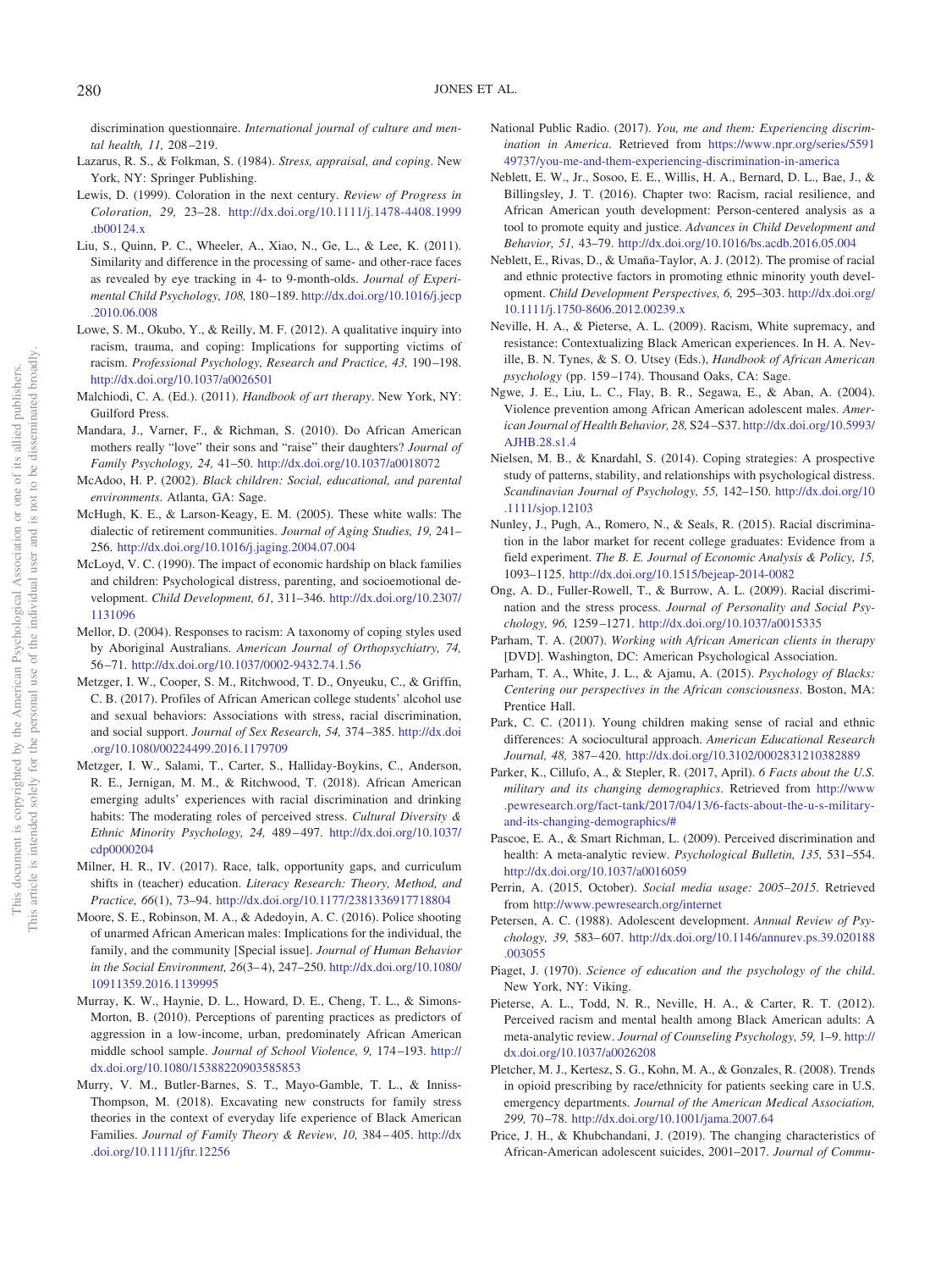discrimination questionnaire. *International journal of culture and mental health, 11,* 208–219.

Lazarus, R. S., & Folkman, S. (1984). *Stress, appraisal, and coping*. New York, NY: Springer Publishing.

Lewis, D. (1999). Coloration in the next century. *Review of Progress in Coloration, 29,* 23–28. http://dx.doi.org/10.1111/j.1478-4408.1999.tb00124.x

Liu, S., Quinn, P. C., Wheeler, A., Xiao, N., Ge, L., & Lee, K. (2011). Similarity and difference in the processing of same- and other-race faces as revealed by eye tracking in 4- to 9-month-olds. *Journal of Experimental Child Psychology, 108,* 180–189. http://dx.doi.org/10.1016/j.jecp.2010.06.008

Lowe, S. M., Okubo, Y., & Reilly, M. F. (2012). A qualitative inquiry into racism, trauma, and coping: Implications for supporting victims of racism. *Professional Psychology, Research and Practice, 43,* 190–198. http://dx.doi.org/10.1037/a0026501

Malchiodi, C. A. (Ed.). (2011). *Handbook of art therapy*. New York, NY: Guilford Press.

Mandara, J., Varner, F., & Richman, S. (2010). Do African American mothers really "love" their sons and "raise" their daughters? *Journal of Family Psychology, 24,* 41–50. http://dx.doi.org/10.1037/a0018072

McAdoo, H. P. (2002). *Black children: Social, educational, and parental environments*. Atlanta, GA: Sage.

McHugh, K. E., & Larson-Keagy, E. M. (2005). These white walls: The dialectic of retirement communities. *Journal of Aging Studies, 19,* 241–256. http://dx.doi.org/10.1016/j.jaging.2004.07.004

McLoyd, V. C. (1990). The impact of economic hardship on black families and children: Psychological distress, parenting, and socioemotional development. *Child Development, 61,* 311–346. http://dx.doi.org/10.2307/1131096

Mellor, D. (2004). Responses to racism: A taxonomy of coping styles used by Aboriginal Australians. *American Journal of Orthopsychiatry, 74,* 56–71. http://dx.doi.org/10.1037/0002-9432.74.1.56

Metzger, I. W., Cooper, S. M., Ritchwood, T. D., Onyeuku, C., & Griffin, C. B. (2017). Profiles of African American college students' alcohol use and sexual behaviors: Associations with stress, racial discrimination, and social support. *Journal of Sex Research, 54,* 374–385. http://dx.doi.org/10.1080/00224499.2016.1179709

Metzger, I. W., Salami, T., Carter, S., Halliday-Boykins, C., Anderson, R. E., Jernigan, M. M., & Ritchwood, T. (2018). African American emerging adults' experiences with racial discrimination and drinking habits: The moderating roles of perceived stress. *Cultural Diversity & Ethnic Minority Psychology, 24,* 489–497. http://dx.doi.org/10.1037/cdp0000204

Milner, H. R., IV. (2017). Race, talk, opportunity gaps, and curriculum shifts in (teacher) education. *Literacy Research: Theory, Method, and Practice, 66*(1), 73–94. http://dx.doi.org/10.1177/2381336917718804

Moore, S. E., Robinson, M. A., & Adedoyin, A. C. (2016). Police shooting of unarmed African American males: Implications for the individual, the family, and the community [Special issue]. *Journal of Human Behavior in the Social Environment, 26*(3–4), 247–250. http://dx.doi.org/10.1080/10911359.2016.1139995

Murray, K. W., Haynie, D. L., Howard, D. E., Cheng, T. L., & Simons-Morton, B. (2010). Perceptions of parenting practices as predictors of aggression in a low-income, urban, predominately African American middle school sample. *Journal of School Violence, 9,* 174–193. http://dx.doi.org/10.1080/15388220903585853

Murry, V. M., Butler-Barnes, S. T., Mayo-Gamble, T. L., & Inniss-Thompson, M. (2018). Excavating new constructs for family stress theories in the context of everyday life experience of Black American Families. *Journal of Family Theory & Review, 10,* 384–405. http://dx.doi.org/10.1111/jftr.12256

National Public Radio. (2017). *You, me and them: Experiencing discrimination in America*. Retrieved from https://www.npr.org/series/559149737/you-me-and-them-experiencing-discrimination-in-america

Neblett, E. W., Jr., Sosoo, E. E., Willis, H. A., Bernard, D. L., Bae, J., & Billingsley, J. T. (2016). Chapter two: Racism, racial resilience, and African American youth development: Person-centered analysis as a tool to promote equity and justice. *Advances in Child Development and Behavior, 51,* 43–79. http://dx.doi.org/10.1016/bs.acdb.2016.05.004

Neblett, E., Rivas, D., & Umaña-Taylor, A. J. (2012). The promise of racial and ethnic protective factors in promoting ethnic minority youth development. *Child Development Perspectives, 6,* 295–303. http://dx.doi.org/10.1111/j.1750-8606.2012.00239.x

Neville, H. A., & Pieterse, A. L. (2009). Racism, White supremacy, and resistance: Contextualizing Black American experiences. In H. A. Neville, B. N. Tynes, & S. O. Utsey (Eds.), *Handbook of African American psychology* (pp. 159–174). Thousand Oaks, CA: Sage.

Ngwe, J. E., Liu, L. C., Flay, B. R., Segawa, E., & Aban, A. (2004). Violence prevention among African American adolescent males. *American Journal of Health Behavior, 28,* S24–S37. http://dx.doi.org/10.5993/AJHB.28.s1.4

Nielsen, M. B., & Knardahl, S. (2014). Coping strategies: A prospective study of patterns, stability, and relationships with psychological distress. *Scandinavian Journal of Psychology, 55,* 142–150. http://dx.doi.org/10.1111/sjop.12103

Nunley, J., Pugh, A., Romero, N., & Seals, R. (2015). Racial discrimination in the labor market for recent college graduates: Evidence from a field experiment. *The B. E. Journal of Economic Analysis & Policy, 15,* 1093–1125. http://dx.doi.org/10.1515/bejeap-2014-0082

Ong, A. D., Fuller-Rowell, T., & Burrow, A. L. (2009). Racial discrimination and the stress process. *Journal of Personality and Social Psychology, 96,* 1259–1271. http://dx.doi.org/10.1037/a0015335

Parham, T. A. (2007). *Working with African American clients in therapy* [DVD]. Washington, DC: American Psychological Association.

Parham, T. A., White, J. L., & Ajamu, A. (2015). *Psychology of Blacks: Centering our perspectives in the African consciousness*. Boston, MA: Prentice Hall.

Park, C. C. (2011). Young children making sense of racial and ethnic differences: A sociocultural approach. *American Educational Research Journal, 48,* 387–420. http://dx.doi.org/10.3102/0002831210382889

Parker, K., Cillufo, A., & Stepler, R. (2017, April). *6 Facts about the U.S. military and its changing demographics*. Retrieved from http://www.pewresearch.org/fact-tank/2017/04/13/6-facts-about-the-u-s-military-and-its-changing-demographics/#

Pascoe, E. A., & Smart Richman, L. (2009). Perceived discrimination and health: A meta-analytic review. *Psychological Bulletin, 135,* 531–554. http://dx.doi.org/10.1037/a0016059

Perrin, A. (2015, October). *Social media usage: 2005–2015*. Retrieved from http://www.pewresearch.org/internet

Petersen, A. C. (1988). Adolescent development. *Annual Review of Psychology, 39,* 583–607. http://dx.doi.org/10.1146/annurev.ps.39.020188.003055

Piaget, J. (1970). *Science of education and the psychology of the child*. New York, NY: Viking.

Pieterse, A. L., Todd, N. R., Neville, H. A., & Carter, R. T. (2012). Perceived racism and mental health among Black American adults: A meta-analytic review. *Journal of Counseling Psychology, 59,* 1–9. http://dx.doi.org/10.1037/a0026208

Pletcher, M. J., Kertesz, S. G., Kohn, M. A., & Gonzales, R. (2008). Trends in opioid prescribing by race/ethnicity for patients seeking care in U.S. emergency departments. *Journal of the American Medical Association, 299,* 70–78. http://dx.doi.org/10.1001/jama.2007.64

Price, J. H., & Khubchandani, J. (2019). The changing characteristics of African-American adolescent suicides, 2001–2017. *Journal of Commu-*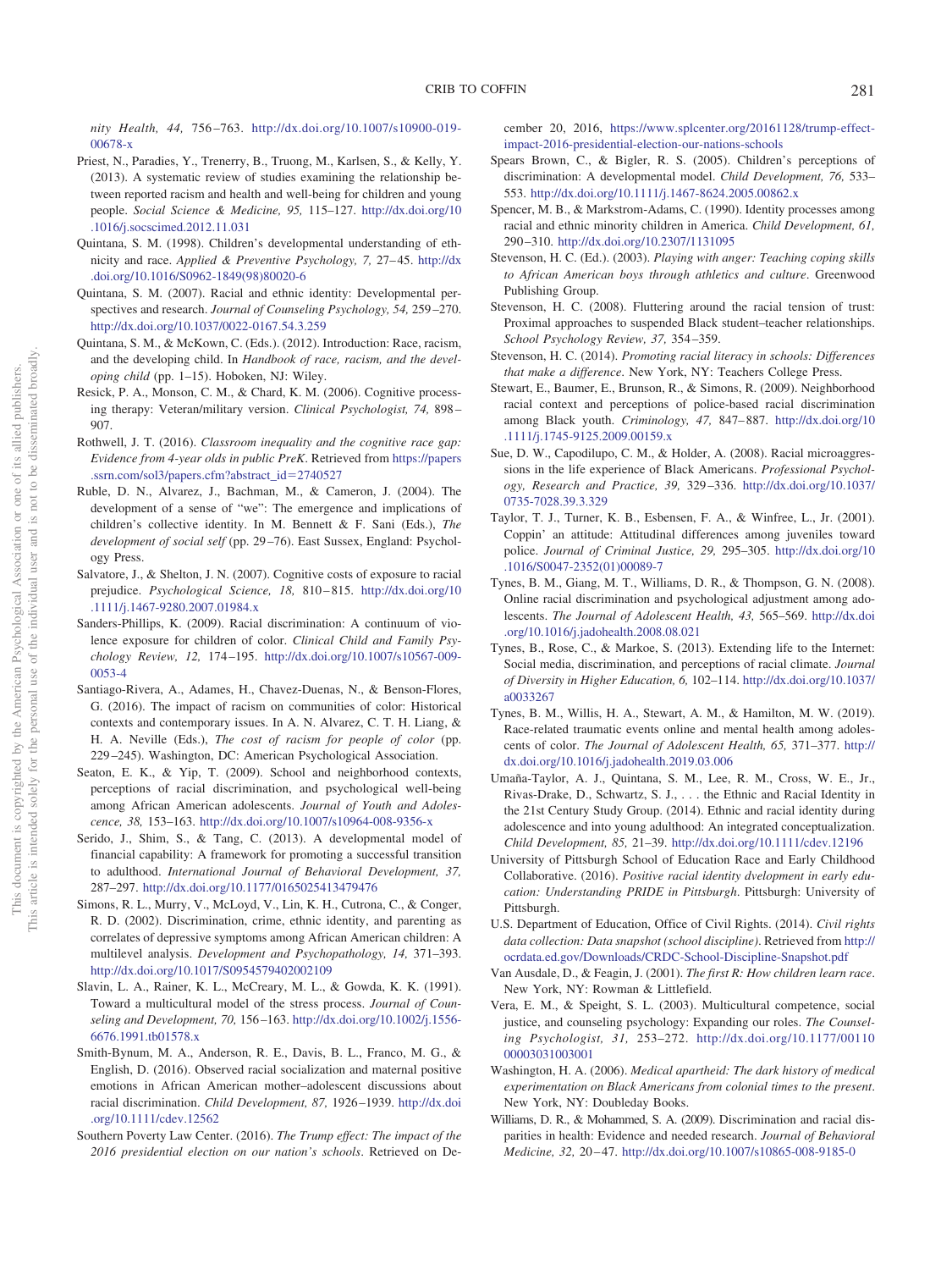*nity Health, 44,* 756–763. http://dx.doi.org/10.1007/s10900-019-00678-x

Priest, N., Paradies, Y., Trenerry, B., Truong, M., Karlsen, S., & Kelly, Y. (2013). A systematic review of studies examining the relationship between reported racism and health and well-being for children and young people. *Social Science & Medicine, 95,* 115–127. http://dx.doi.org/10.1016/j.socscimed.2012.11.031

Quintana, S. M. (1998). Children's developmental understanding of ethnicity and race. *Applied & Preventive Psychology, 7,* 27–45. http://dx.doi.org/10.1016/S0962-1849(98)80020-6

Quintana, S. M. (2007). Racial and ethnic identity: Developmental perspectives and research. *Journal of Counseling Psychology, 54,* 259–270. http://dx.doi.org/10.1037/0022-0167.54.3.259

Quintana, S. M., & McKown, C. (Eds.). (2012). Introduction: Race, racism, and the developing child. In *Handbook of race, racism, and the developing child* (pp. 1–15). Hoboken, NJ: Wiley.

Resick, P. A., Monson, C. M., & Chard, K. M. (2006). Cognitive processing therapy: Veteran/military version. *Clinical Psychologist, 74,* 898–907.

Rothwell, J. T. (2016). *Classroom inequality and the cognitive race gap: Evidence from 4-year olds in public PreK*. Retrieved from https://papers.ssrn.com/sol3/papers.cfm?abstract_id=2740527

Ruble, D. N., Alvarez, J., Bachman, M., & Cameron, J. (2004). The development of a sense of "we": The emergence and implications of children's collective identity. In M. Bennett & F. Sani (Eds.), *The development of social self* (pp. 29–76). East Sussex, England: Psychology Press.

Salvatore, J., & Shelton, J. N. (2007). Cognitive costs of exposure to racial prejudice. *Psychological Science, 18,* 810–815. http://dx.doi.org/10.1111/j.1467-9280.2007.01984.x

Sanders-Phillips, K. (2009). Racial discrimination: A continuum of violence exposure for children of color. *Clinical Child and Family Psychology Review, 12,* 174–195. http://dx.doi.org/10.1007/s10567-009-0053-4

Santiago-Rivera, A., Adames, H., Chavez-Duenas, N., & Benson-Flores, G. (2016). The impact of racism on communities of color: Historical contexts and contemporary issues. In A. N. Alvarez, C. T. H. Liang, & H. A. Neville (Eds.), *The cost of racism for people of color* (pp. 229–245). Washington, DC: American Psychological Association.

Seaton, E. K., & Yip, T. (2009). School and neighborhood contexts, perceptions of racial discrimination, and psychological well-being among African American adolescents. *Journal of Youth and Adolescence, 38,* 153–163. http://dx.doi.org/10.1007/s10964-008-9356-x

Serido, J., Shim, S., & Tang, C. (2013). A developmental model of financial capability: A framework for promoting a successful transition to adulthood. *International Journal of Behavioral Development, 37,* 287–297. http://dx.doi.org/10.1177/0165025413479476

Simons, R. L., Murry, V., McLoyd, V., Lin, K. H., Cutrona, C., & Conger, R. D. (2002). Discrimination, crime, ethnic identity, and parenting as correlates of depressive symptoms among African American children: A multilevel analysis. *Development and Psychopathology, 14,* 371–393. http://dx.doi.org/10.1017/S0954579402002109

Slavin, L. A., Rainer, K. L., McCreary, M. L., & Gowda, K. K. (1991). Toward a multicultural model of the stress process. *Journal of Counseling and Development, 70,* 156–163. http://dx.doi.org/10.1002/j.1556-6676.1991.tb01578.x

Smith-Bynum, M. A., Anderson, R. E., Davis, B. L., Franco, M. G., & English, D. (2016). Observed racial socialization and maternal positive emotions in African American mother–adolescent discussions about racial discrimination. *Child Development, 87,* 1926–1939. http://dx.doi.org/10.1111/cdev.12562

Southern Poverty Law Center. (2016). *The Trump effect: The impact of the 2016 presidential election on our nation's schools*. Retrieved on December 20, 2016, https://www.splcenter.org/20161128/trump-effect-impact-2016-presidential-election-our-nations-schools

Spears Brown, C., & Bigler, R. S. (2005). Children's perceptions of discrimination: A developmental model. *Child Development, 76,* 533–553. http://dx.doi.org/10.1111/j.1467-8624.2005.00862.x

Spencer, M. B., & Markstrom-Adams, C. (1990). Identity processes among racial and ethnic minority children in America. *Child Development, 61,* 290–310. http://dx.doi.org/10.2307/1131095

Stevenson, H. C. (Ed.). (2003). *Playing with anger: Teaching coping skills to African American boys through athletics and culture*. Greenwood Publishing Group.

Stevenson, H. C. (2008). Fluttering around the racial tension of trust: Proximal approaches to suspended Black student–teacher relationships. *School Psychology Review, 37,* 354–359.

Stevenson, H. C. (2014). *Promoting racial literacy in schools: Differences that make a difference*. New York, NY: Teachers College Press.

Stewart, E., Baumer, E., Brunson, R., & Simons, R. (2009). Neighborhood racial context and perceptions of police-based racial discrimination among Black youth. *Criminology, 47,* 847–887. http://dx.doi.org/10.1111/j.1745-9125.2009.00159.x

Sue, D. W., Capodilupo, C. M., & Holder, A. (2008). Racial microaggressions in the life experience of Black Americans. *Professional Psychology, Research and Practice, 39,* 329–336. http://dx.doi.org/10.1037/0735-7028.39.3.329

Taylor, T. J., Turner, K. B., Esbensen, F. A., & Winfree, L., Jr. (2001). Coppin' an attitude: Attitudinal differences among juveniles toward police. *Journal of Criminal Justice, 29,* 295–305. http://dx.doi.org/10.1016/S0047-2352(01)00089-7

Tynes, B. M., Giang, M. T., Williams, D. R., & Thompson, G. N. (2008). Online racial discrimination and psychological adjustment among adolescents. *The Journal of Adolescent Health, 43,* 565–569. http://dx.doi.org/10.1016/j.jadohealth.2008.08.021

Tynes, B., Rose, C., & Markoe, S. (2013). Extending life to the Internet: Social media, discrimination, and perceptions of racial climate. *Journal of Diversity in Higher Education, 6,* 102–114. http://dx.doi.org/10.1037/a0033267

Tynes, B. M., Willis, H. A., Stewart, A. M., & Hamilton, M. W. (2019). Race-related traumatic events online and mental health among adolescents of color. *The Journal of Adolescent Health, 65,* 371–377. http://dx.doi.org/10.1016/j.jadohealth.2019.03.006

Umaña-Taylor, A. J., Quintana, S. M., Lee, R. M., Cross, W. E., Jr., Rivas-Drake, D., Schwartz, S. J., . . . the Ethnic and Racial Identity in the 21st Century Study Group. (2014). Ethnic and racial identity during adolescence and into young adulthood: An integrated conceptualization. *Child Development, 85,* 21–39. http://dx.doi.org/10.1111/cdev.12196

University of Pittsburgh School of Education Race and Early Childhood Collaborative. (2016). *Positive racial identity dvelopment in early education: Understanding PRIDE in Pittsburgh*. Pittsburgh: University of Pittsburgh.

U.S. Department of Education, Office of Civil Rights. (2014). *Civil rights data collection: Data snapshot (school discipline)*. Retrieved from http://ocrdata.ed.gov/Downloads/CRDC-School-Discipline-Snapshot.pdf

Van Ausdale, D., & Feagin, J. (2001). *The first R: How children learn race*. New York, NY: Rowman & Littlefield.

Vera, E. M., & Speight, S. L. (2003). Multicultural competence, social justice, and counseling psychology: Expanding our roles. *The Counseling Psychologist, 31,* 253–272. http://dx.doi.org/10.1177/0011000003031003001

Washington, H. A. (2006). *Medical apartheid: The dark history of medical experimentation on Black Americans from colonial times to the present*. New York, NY: Doubleday Books.

Williams, D. R., & Mohammed, S. A. (2009). Discrimination and racial disparities in health: Evidence and needed research. *Journal of Behavioral Medicine, 32,* 20–47. http://dx.doi.org/10.1007/s10865-008-9185-0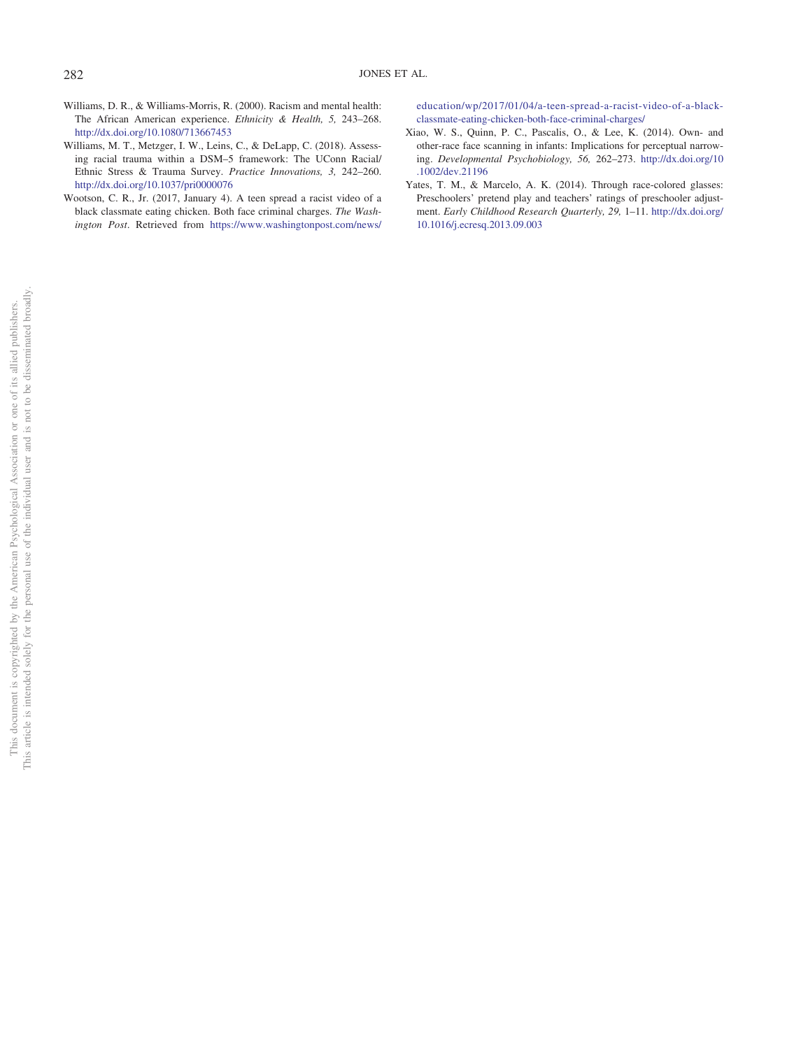Williams, D. R., & Williams-Morris, R. (2000). Racism and mental health: The African American experience. *Ethnicity & Health, 5,* 243–268. http://dx.doi.org/10.1080/713667453

Williams, M. T., Metzger, I. W., Leins, C., & DeLapp, C. (2018). Assessing racial trauma within a DSM–5 framework: The UConn Racial/Ethnic Stress & Trauma Survey. *Practice Innovations, 3,* 242–260. http://dx.doi.org/10.1037/pri0000076

Wootson, C. R., Jr. (2017, January 4). A teen spread a racist video of a black classmate eating chicken. Both face criminal charges. *The Washington Post*. Retrieved from https://www.washingtonpost.com/news/education/wp/2017/01/04/a-teen-spread-a-racist-video-of-a-black-classmate-eating-chicken-both-face-criminal-charges/

Xiao, W. S., Quinn, P. C., Pascalis, O., & Lee, K. (2014). Own- and other-race face scanning in infants: Implications for perceptual narrowing. *Developmental Psychobiology, 56,* 262–273. http://dx.doi.org/10.1002/dev.21196

Yates, T. M., & Marcelo, A. K. (2014). Through race-colored glasses: Preschoolers' pretend play and teachers' ratings of preschooler adjustment. *Early Childhood Research Quarterly, 29,* 1–11. http://dx.doi.org/10.1016/j.ecresq.2013.09.003